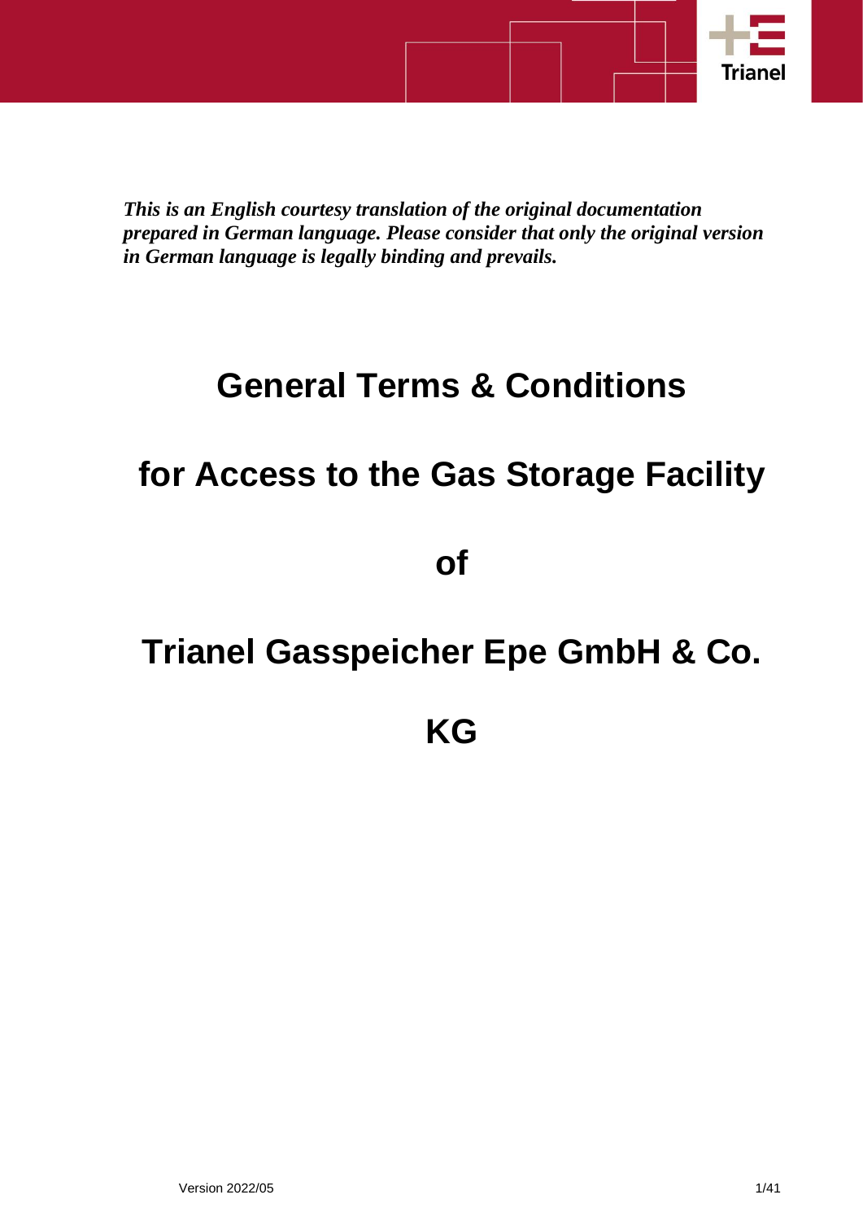*This is an English courtesy translation of the original documentation prepared in German language. Please consider that only the original version in German language is legally binding and prevails.*

# General Terms & Conditions for Access to the Gas Storage Facility of Trianel Gasspeicher Epe GmbH & Co. KG

Version 2022/05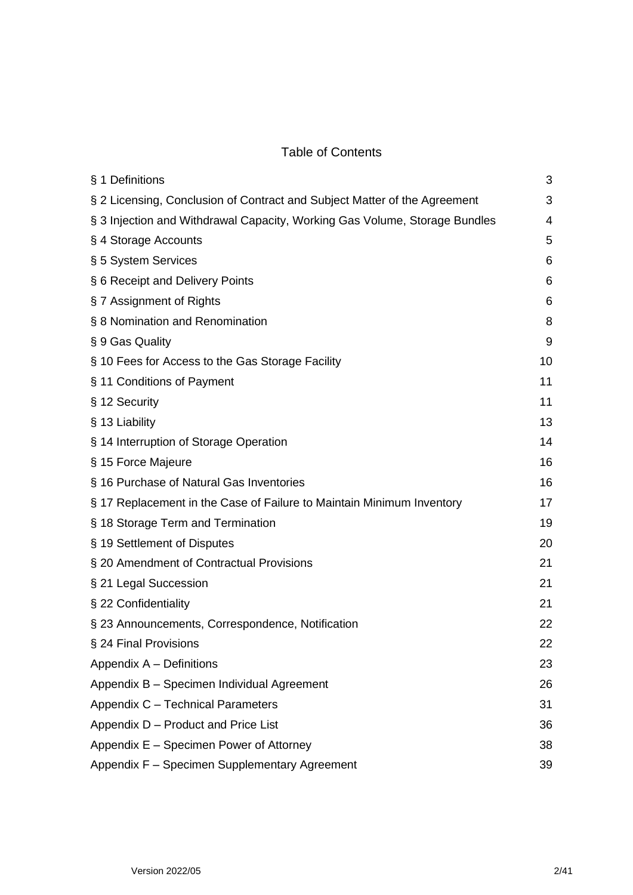# Table of Contents

| | |
|---|---|
| § 1 Definitions | 3 |
| § 2 Licensing, Conclusion of Contract and Subject Matter of the Agreement | 3 |
| § 3 Injection and Withdrawal Capacity, Working Gas Volume, Storage Bundles | 4 |
| § 4 Storage Accounts | 5 |
| § 5 System Services | 6 |
| § 6 Receipt and Delivery Points | 6 |
| § 7 Assignment of Rights | 6 |
| § 8 Nomination and Renomination | 8 |
| § 9 Gas Quality | 9 |
| § 10 Fees for Access to the Gas Storage Facility | 10 |
| § 11 Conditions of Payment | 11 |
| § 12 Security | 11 |
| § 13 Liability | 13 |
| § 14 Interruption of Storage Operation | 14 |
| § 15 Force Majeure | 16 |
| § 16 Purchase of Natural Gas Inventories | 16 |
| § 17 Replacement in the Case of Failure to Maintain Minimum Inventory | 17 |
| § 18 Storage Term and Termination | 19 |
| § 19 Settlement of Disputes | 20 |
| § 20 Amendment of Contractual Provisions | 21 |
| § 21 Legal Succession | 21 |
| § 22 Confidentiality | 21 |
| § 23 Announcements, Correspondence, Notification | 22 |
| § 24 Final Provisions | 22 |
| Appendix A – Definitions | 23 |
| Appendix B – Specimen Individual Agreement | 26 |
| Appendix C – Technical Parameters | 31 |
| Appendix D – Product and Price List | 36 |
| Appendix E – Specimen Power of Attorney | 38 |
| Appendix F – Specimen Supplementary Agreement | 39 |

Version 2022/05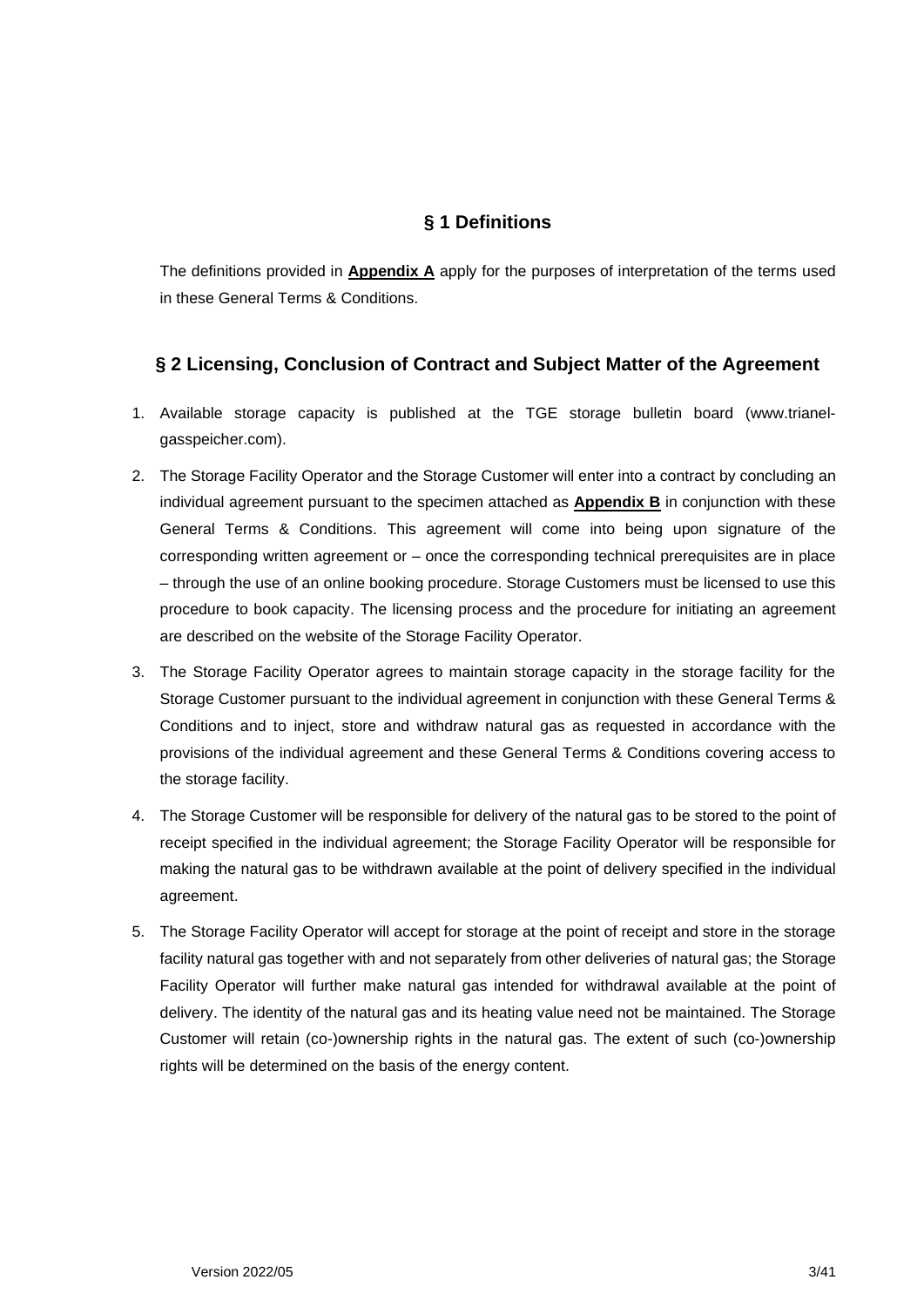## § 1 Definitions

The definitions provided in **Appendix A** apply for the purposes of interpretation of the terms used in these General Terms & Conditions.

## § 2 Licensing, Conclusion of Contract and Subject Matter of the Agreement

1. Available storage capacity is published at the TGE storage bulletin board (www.trianel-gasspeicher.com).
2. The Storage Facility Operator and the Storage Customer will enter into a contract by concluding an individual agreement pursuant to the specimen attached as **Appendix B** in conjunction with these General Terms & Conditions. This agreement will come into being upon signature of the corresponding written agreement or – once the corresponding technical prerequisites are in place – through the use of an online booking procedure. Storage Customers must be licensed to use this procedure to book capacity. The licensing process and the procedure for initiating an agreement are described on the website of the Storage Facility Operator.
3. The Storage Facility Operator agrees to maintain storage capacity in the storage facility for the Storage Customer pursuant to the individual agreement in conjunction with these General Terms & Conditions and to inject, store and withdraw natural gas as requested in accordance with the provisions of the individual agreement and these General Terms & Conditions covering access to the storage facility.
4. The Storage Customer will be responsible for delivery of the natural gas to be stored to the point of receipt specified in the individual agreement; the Storage Facility Operator will be responsible for making the natural gas to be withdrawn available at the point of delivery specified in the individual agreement.
5. The Storage Facility Operator will accept for storage at the point of receipt and store in the storage facility natural gas together with and not separately from other deliveries of natural gas; the Storage Facility Operator will further make natural gas intended for withdrawal available at the point of delivery. The identity of the natural gas and its heating value need not be maintained. The Storage Customer will retain (co-)ownership rights in the natural gas. The extent of such (co-)ownership rights will be determined on the basis of the energy content.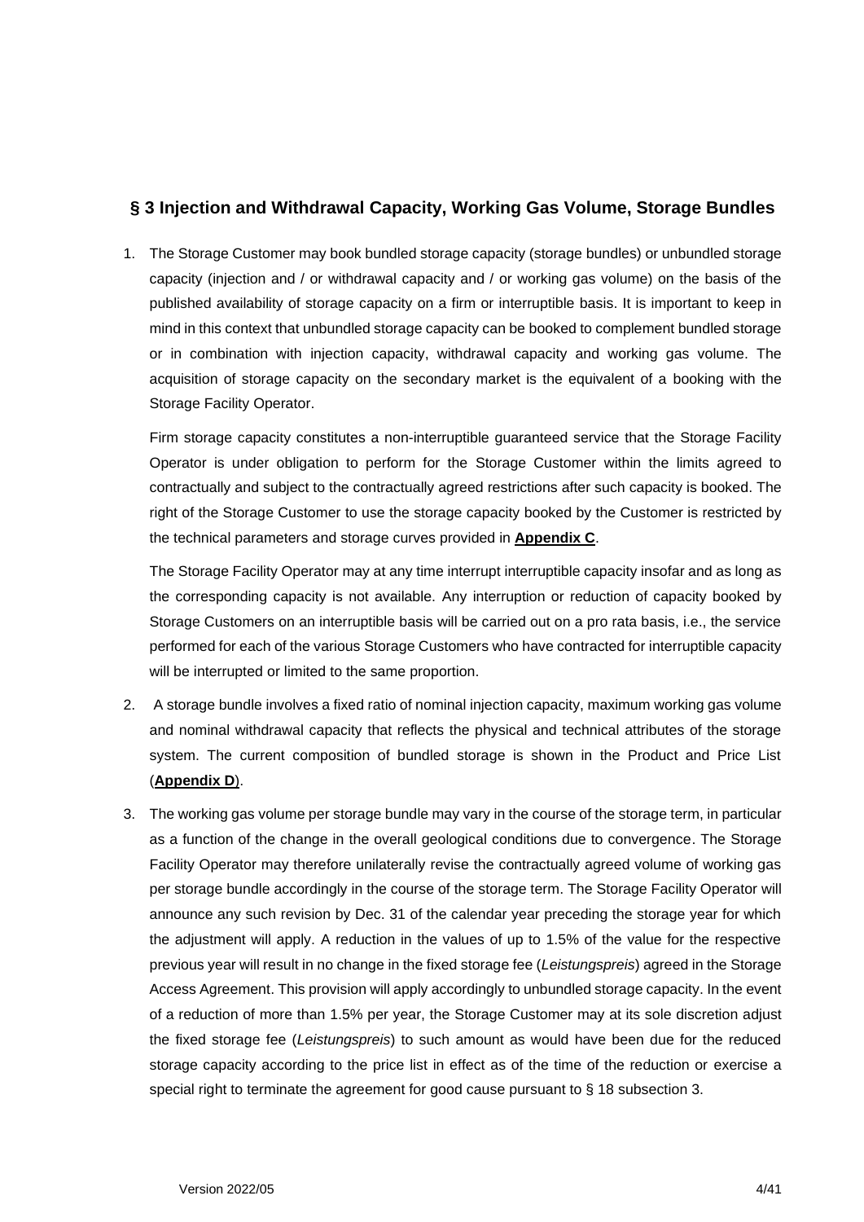## § 3 Injection and Withdrawal Capacity, Working Gas Volume, Storage Bundles

1. The Storage Customer may book bundled storage capacity (storage bundles) or unbundled storage capacity (injection and / or withdrawal capacity and / or working gas volume) on the basis of the published availability of storage capacity on a firm or interruptible basis. It is important to keep in mind in this context that unbundled storage capacity can be booked to complement bundled storage or in combination with injection capacity, withdrawal capacity and working gas volume. The acquisition of storage capacity on the secondary market is the equivalent of a booking with the Storage Facility Operator.

   Firm storage capacity constitutes a non-interruptible guaranteed service that the Storage Facility Operator is under obligation to perform for the Storage Customer within the limits agreed to contractually and subject to the contractually agreed restrictions after such capacity is booked. The right of the Storage Customer to use the storage capacity booked by the Customer is restricted by the technical parameters and storage curves provided in **Appendix C**.

   The Storage Facility Operator may at any time interrupt interruptible capacity insofar and as long as the corresponding capacity is not available. Any interruption or reduction of capacity booked by Storage Customers on an interruptible basis will be carried out on a pro rata basis, i.e., the service performed for each of the various Storage Customers who have contracted for interruptible capacity will be interrupted or limited to the same proportion.

2. A storage bundle involves a fixed ratio of nominal injection capacity, maximum working gas volume and nominal withdrawal capacity that reflects the physical and technical attributes of the storage system. The current composition of bundled storage is shown in the Product and Price List (**Appendix D**).

3. The working gas volume per storage bundle may vary in the course of the storage term, in particular as a function of the change in the overall geological conditions due to convergence. The Storage Facility Operator may therefore unilaterally revise the contractually agreed volume of working gas per storage bundle accordingly in the course of the storage term. The Storage Facility Operator will announce any such revision by Dec. 31 of the calendar year preceding the storage year for which the adjustment will apply. A reduction in the values of up to 1.5% of the value for the respective previous year will result in no change in the fixed storage fee (*Leistungspreis*) agreed in the Storage Access Agreement. This provision will apply accordingly to unbundled storage capacity. In the event of a reduction of more than 1.5% per year, the Storage Customer may at its sole discretion adjust the fixed storage fee (*Leistungspreis*) to such amount as would have been due for the reduced storage capacity according to the price list in effect as of the time of the reduction or exercise a special right to terminate the agreement for good cause pursuant to § 18 subsection 3.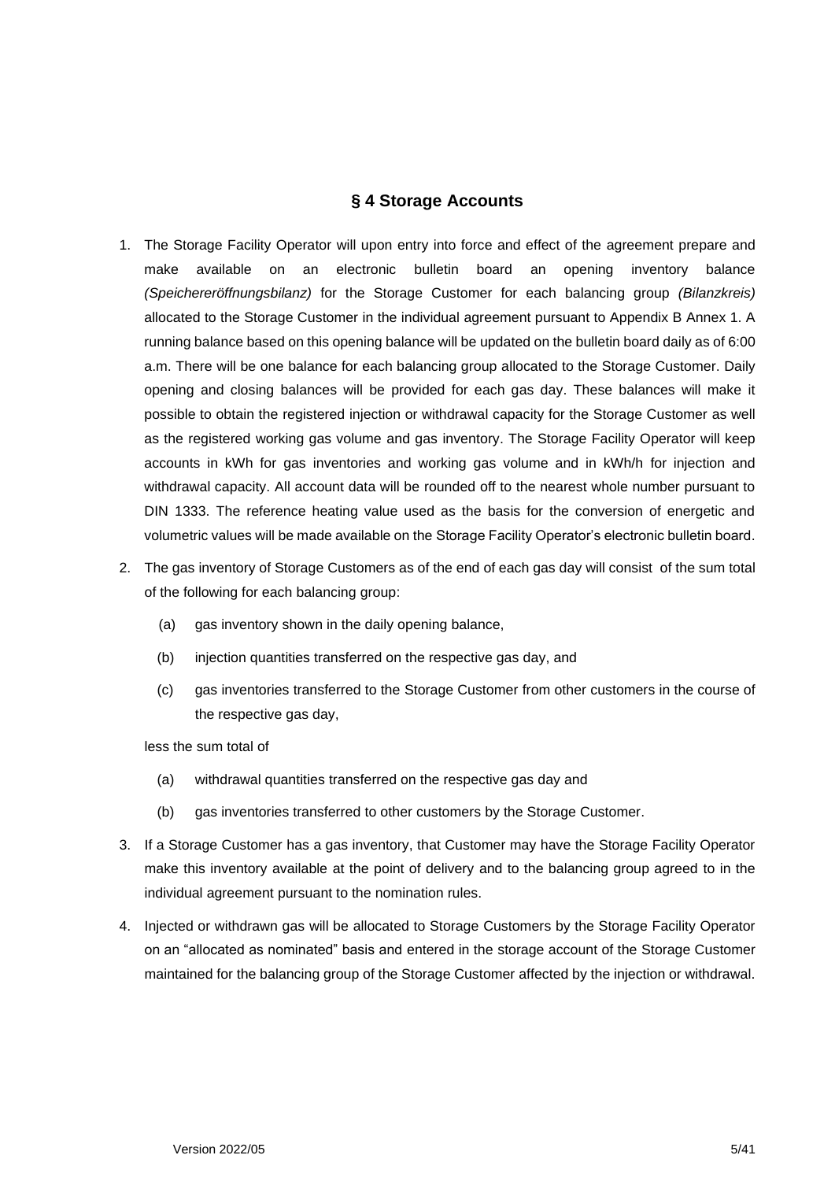## § 4 Storage Accounts

1. The Storage Facility Operator will upon entry into force and effect of the agreement prepare and make available on an electronic bulletin board an opening inventory balance *(Speichereröffnungsbilanz)* for the Storage Customer for each balancing group *(Bilanzkreis)* allocated to the Storage Customer in the individual agreement pursuant to Appendix B Annex 1. A running balance based on this opening balance will be updated on the bulletin board daily as of 6:00 a.m. There will be one balance for each balancing group allocated to the Storage Customer. Daily opening and closing balances will be provided for each gas day. These balances will make it possible to obtain the registered injection or withdrawal capacity for the Storage Customer as well as the registered working gas volume and gas inventory. The Storage Facility Operator will keep accounts in kWh for gas inventories and working gas volume and in kWh/h for injection and withdrawal capacity. All account data will be rounded off to the nearest whole number pursuant to DIN 1333. The reference heating value used as the basis for the conversion of energetic and volumetric values will be made available on the Storage Facility Operator's electronic bulletin board.

2. The gas inventory of Storage Customers as of the end of each gas day will consist of the sum total of the following for each balancing group:

   (a) gas inventory shown in the daily opening balance,

   (b) injection quantities transferred on the respective gas day, and

   (c) gas inventories transferred to the Storage Customer from other customers in the course of the respective gas day,

   less the sum total of

   (a) withdrawal quantities transferred on the respective gas day and

   (b) gas inventories transferred to other customers by the Storage Customer.

3. If a Storage Customer has a gas inventory, that Customer may have the Storage Facility Operator make this inventory available at the point of delivery and to the balancing group agreed to in the individual agreement pursuant to the nomination rules.

4. Injected or withdrawn gas will be allocated to Storage Customers by the Storage Facility Operator on an "allocated as nominated" basis and entered in the storage account of the Storage Customer maintained for the balancing group of the Storage Customer affected by the injection or withdrawal.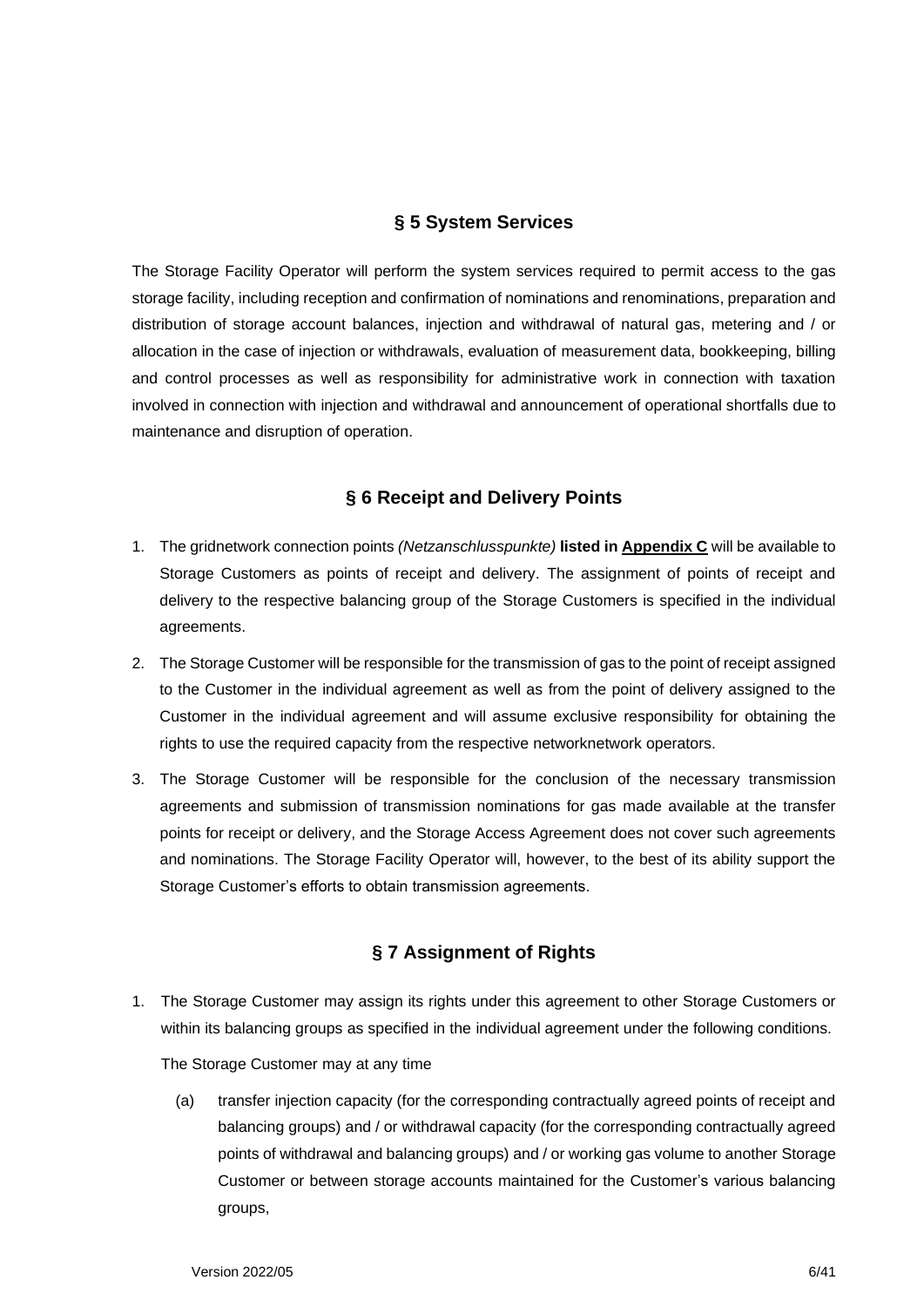## § 5 System Services

The Storage Facility Operator will perform the system services required to permit access to the gas storage facility, including reception and confirmation of nominations and renominations, preparation and distribution of storage account balances, injection and withdrawal of natural gas, metering and / or allocation in the case of injection or withdrawals, evaluation of measurement data, bookkeeping, billing and control processes as well as responsibility for administrative work in connection with taxation involved in connection with injection and withdrawal and announcement of operational shortfalls due to maintenance and disruption of operation.

## § 6 Receipt and Delivery Points

1. The gridnetwork connection points *(Netzanschlusspunkte)* **listed in <u>Appendix C</u>** will be available to Storage Customers as points of receipt and delivery. The assignment of points of receipt and delivery to the respective balancing group of the Storage Customers is specified in the individual agreements.
2. The Storage Customer will be responsible for the transmission of gas to the point of receipt assigned to the Customer in the individual agreement as well as from the point of delivery assigned to the Customer in the individual agreement and will assume exclusive responsibility for obtaining the rights to use the required capacity from the respective networknetwork operators.
3. The Storage Customer will be responsible for the conclusion of the necessary transmission agreements and submission of transmission nominations for gas made available at the transfer points for receipt or delivery, and the Storage Access Agreement does not cover such agreements and nominations. The Storage Facility Operator will, however, to the best of its ability support the Storage Customer's efforts to obtain transmission agreements.

## § 7 Assignment of Rights

1. The Storage Customer may assign its rights under this agreement to other Storage Customers or within its balancing groups as specified in the individual agreement under the following conditions.

   The Storage Customer may at any time

   (a) transfer injection capacity (for the corresponding contractually agreed points of receipt and balancing groups) and / or withdrawal capacity (for the corresponding contractually agreed points of withdrawal and balancing groups) and / or working gas volume to another Storage Customer or between storage accounts maintained for the Customer's various balancing groups,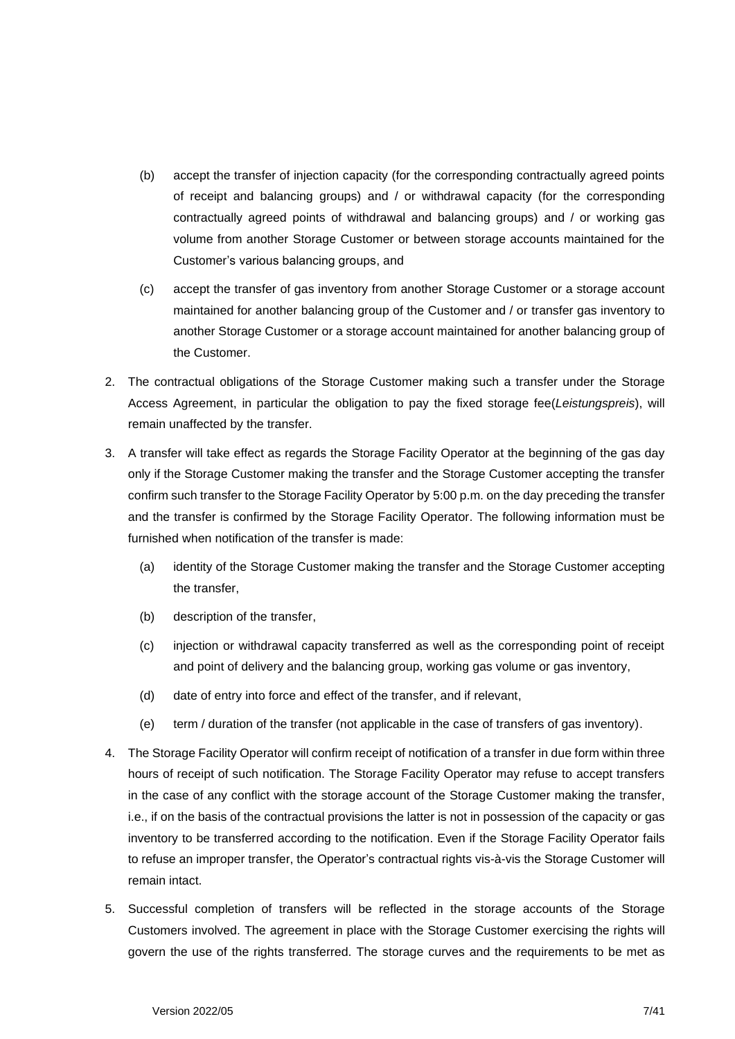(b) accept the transfer of injection capacity (for the corresponding contractually agreed points of receipt and balancing groups) and / or withdrawal capacity (for the corresponding contractually agreed points of withdrawal and balancing groups) and / or working gas volume from another Storage Customer or between storage accounts maintained for the Customer's various balancing groups, and

(c) accept the transfer of gas inventory from another Storage Customer or a storage account maintained for another balancing group of the Customer and / or transfer gas inventory to another Storage Customer or a storage account maintained for another balancing group of the Customer.

2. The contractual obligations of the Storage Customer making such a transfer under the Storage Access Agreement, in particular the obligation to pay the fixed storage fee(*Leistungspreis*), will remain unaffected by the transfer.

3. A transfer will take effect as regards the Storage Facility Operator at the beginning of the gas day only if the Storage Customer making the transfer and the Storage Customer accepting the transfer confirm such transfer to the Storage Facility Operator by 5:00 p.m. on the day preceding the transfer and the transfer is confirmed by the Storage Facility Operator. The following information must be furnished when notification of the transfer is made:

   (a) identity of the Storage Customer making the transfer and the Storage Customer accepting the transfer,

   (b) description of the transfer,

   (c) injection or withdrawal capacity transferred as well as the corresponding point of receipt and point of delivery and the balancing group, working gas volume or gas inventory,

   (d) date of entry into force and effect of the transfer, and if relevant,

   (e) term / duration of the transfer (not applicable in the case of transfers of gas inventory).

4. The Storage Facility Operator will confirm receipt of notification of a transfer in due form within three hours of receipt of such notification. The Storage Facility Operator may refuse to accept transfers in the case of any conflict with the storage account of the Storage Customer making the transfer, i.e., if on the basis of the contractual provisions the latter is not in possession of the capacity or gas inventory to be transferred according to the notification. Even if the Storage Facility Operator fails to refuse an improper transfer, the Operator's contractual rights vis-à-vis the Storage Customer will remain intact.

5. Successful completion of transfers will be reflected in the storage accounts of the Storage Customers involved. The agreement in place with the Storage Customer exercising the rights will govern the use of the rights transferred. The storage curves and the requirements to be met as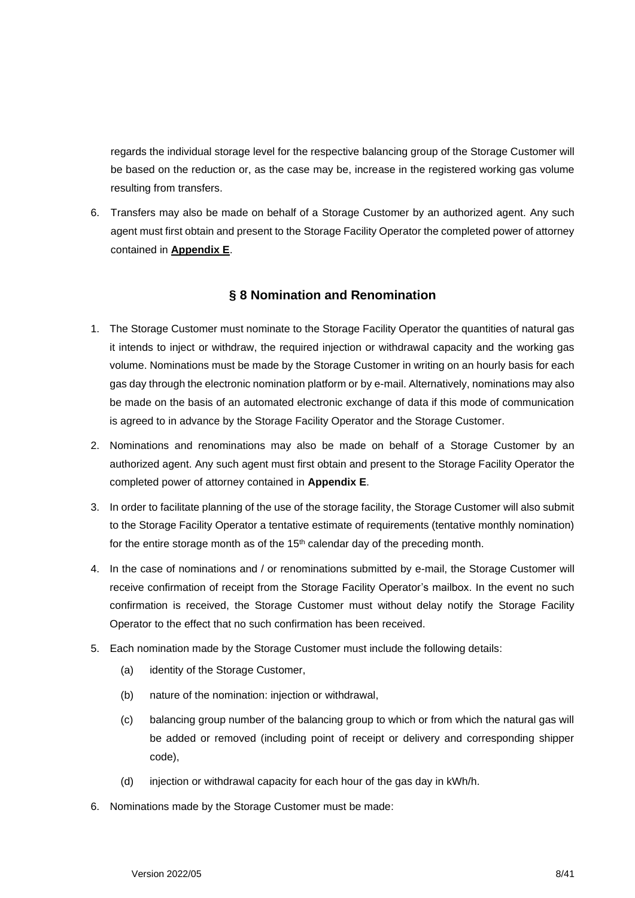regards the individual storage level for the respective balancing group of the Storage Customer will be based on the reduction or, as the case may be, increase in the registered working gas volume resulting from transfers.

6. Transfers may also be made on behalf of a Storage Customer by an authorized agent. Any such agent must first obtain and present to the Storage Facility Operator the completed power of attorney contained in **Appendix E**.

## § 8 Nomination and Renomination

1. The Storage Customer must nominate to the Storage Facility Operator the quantities of natural gas it intends to inject or withdraw, the required injection or withdrawal capacity and the working gas volume. Nominations must be made by the Storage Customer in writing on an hourly basis for each gas day through the electronic nomination platform or by e-mail. Alternatively, nominations may also be made on the basis of an automated electronic exchange of data if this mode of communication is agreed to in advance by the Storage Facility Operator and the Storage Customer.
2. Nominations and renominations may also be made on behalf of a Storage Customer by an authorized agent. Any such agent must first obtain and present to the Storage Facility Operator the completed power of attorney contained in **Appendix E**.
3. In order to facilitate planning of the use of the storage facility, the Storage Customer will also submit to the Storage Facility Operator a tentative estimate of requirements (tentative monthly nomination) for the entire storage month as of the 15th calendar day of the preceding month.
4. In the case of nominations and / or renominations submitted by e-mail, the Storage Customer will receive confirmation of receipt from the Storage Facility Operator's mailbox. In the event no such confirmation is received, the Storage Customer must without delay notify the Storage Facility Operator to the effect that no such confirmation has been received.
5. Each nomination made by the Storage Customer must include the following details:
   (a) identity of the Storage Customer,
   (b) nature of the nomination: injection or withdrawal,
   (c) balancing group number of the balancing group to which or from which the natural gas will be added or removed (including point of receipt or delivery and corresponding shipper code),
   (d) injection or withdrawal capacity for each hour of the gas day in kWh/h.
6. Nominations made by the Storage Customer must be made: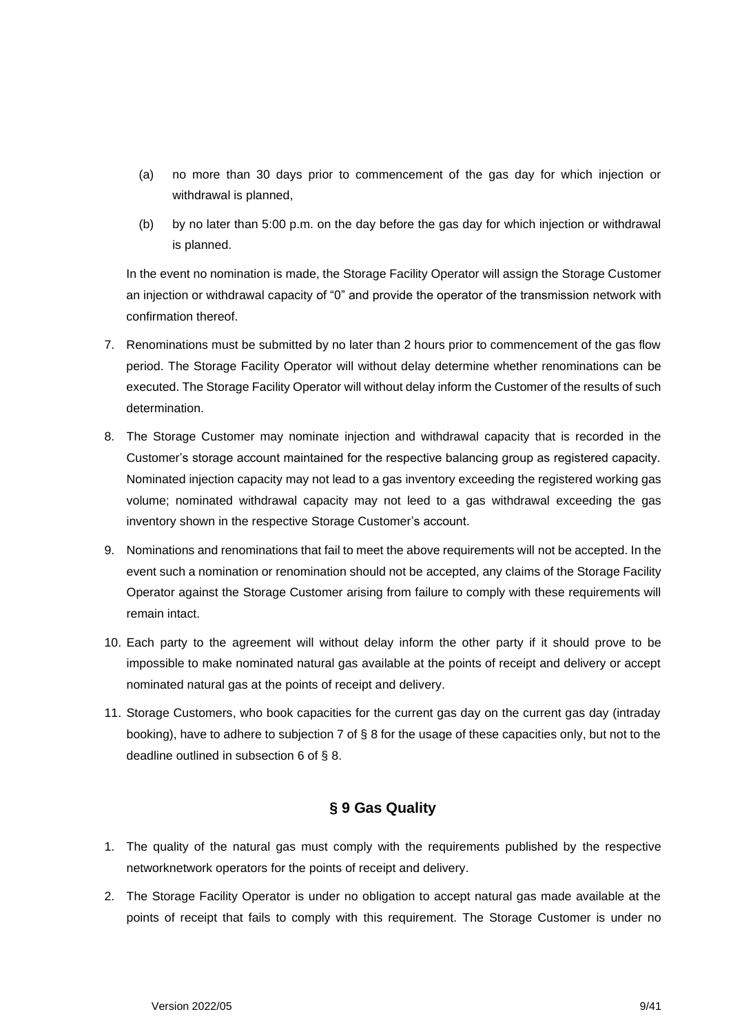(a) no more than 30 days prior to commencement of the gas day for which injection or withdrawal is planned,

(b) by no later than 5:00 p.m. on the day before the gas day for which injection or withdrawal is planned.

In the event no nomination is made, the Storage Facility Operator will assign the Storage Customer an injection or withdrawal capacity of "0" and provide the operator of the transmission network with confirmation thereof.

7. Renominations must be submitted by no later than 2 hours prior to commencement of the gas flow period. The Storage Facility Operator will without delay determine whether renominations can be executed. The Storage Facility Operator will without delay inform the Customer of the results of such determination.

8. The Storage Customer may nominate injection and withdrawal capacity that is recorded in the Customer's storage account maintained for the respective balancing group as registered capacity. Nominated injection capacity may not lead to a gas inventory exceeding the registered working gas volume; nominated withdrawal capacity may not leed to a gas withdrawal exceeding the gas inventory shown in the respective Storage Customer's account.

9. Nominations and renominations that fail to meet the above requirements will not be accepted. In the event such a nomination or renomination should not be accepted, any claims of the Storage Facility Operator against the Storage Customer arising from failure to comply with these requirements will remain intact.

10. Each party to the agreement will without delay inform the other party if it should prove to be impossible to make nominated natural gas available at the points of receipt and delivery or accept nominated natural gas at the points of receipt and delivery.

11. Storage Customers, who book capacities for the current gas day on the current gas day (intraday booking), have to adhere to subjection 7 of § 8 for the usage of these capacities only, but not to the deadline outlined in subsection 6 of § 8.

## § 9 Gas Quality

1. The quality of the natural gas must comply with the requirements published by the respective networknetwork operators for the points of receipt and delivery.

2. The Storage Facility Operator is under no obligation to accept natural gas made available at the points of receipt that fails to comply with this requirement. The Storage Customer is under no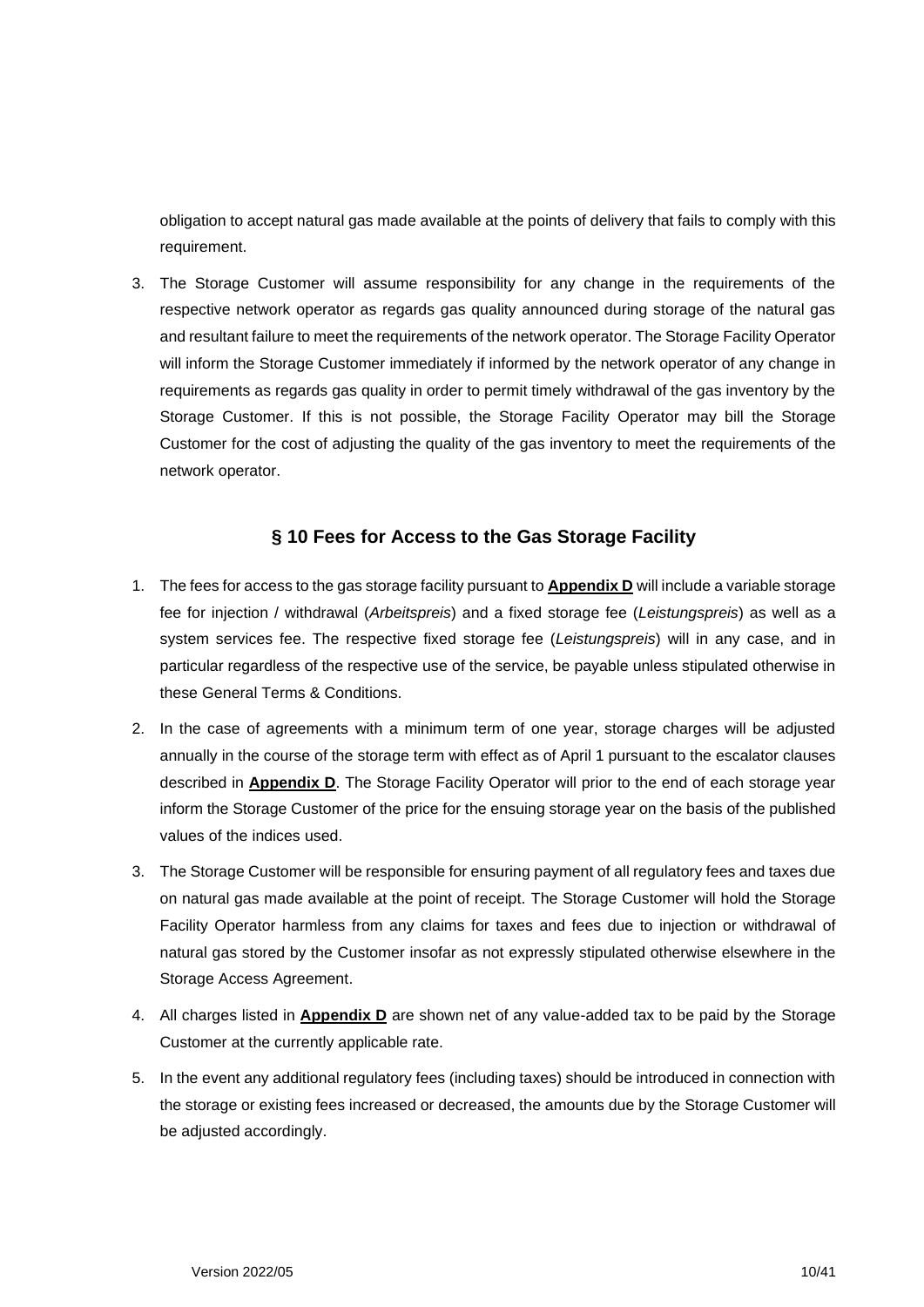obligation to accept natural gas made available at the points of delivery that fails to comply with this requirement.

3. The Storage Customer will assume responsibility for any change in the requirements of the respective network operator as regards gas quality announced during storage of the natural gas and resultant failure to meet the requirements of the network operator. The Storage Facility Operator will inform the Storage Customer immediately if informed by the network operator of any change in requirements as regards gas quality in order to permit timely withdrawal of the gas inventory by the Storage Customer. If this is not possible, the Storage Facility Operator may bill the Storage Customer for the cost of adjusting the quality of the gas inventory to meet the requirements of the network operator.

## § 10 Fees for Access to the Gas Storage Facility

1. The fees for access to the gas storage facility pursuant to **Appendix D** will include a variable storage fee for injection / withdrawal (*Arbeitspreis*) and a fixed storage fee (*Leistungspreis*) as well as a system services fee. The respective fixed storage fee (*Leistungspreis*) will in any case, and in particular regardless of the respective use of the service, be payable unless stipulated otherwise in these General Terms & Conditions.
2. In the case of agreements with a minimum term of one year, storage charges will be adjusted annually in the course of the storage term with effect as of April 1 pursuant to the escalator clauses described in **Appendix D**. The Storage Facility Operator will prior to the end of each storage year inform the Storage Customer of the price for the ensuing storage year on the basis of the published values of the indices used.
3. The Storage Customer will be responsible for ensuring payment of all regulatory fees and taxes due on natural gas made available at the point of receipt. The Storage Customer will hold the Storage Facility Operator harmless from any claims for taxes and fees due to injection or withdrawal of natural gas stored by the Customer insofar as not expressly stipulated otherwise elsewhere in the Storage Access Agreement.
4. All charges listed in **Appendix D** are shown net of any value-added tax to be paid by the Storage Customer at the currently applicable rate.
5. In the event any additional regulatory fees (including taxes) should be introduced in connection with the storage or existing fees increased or decreased, the amounts due by the Storage Customer will be adjusted accordingly.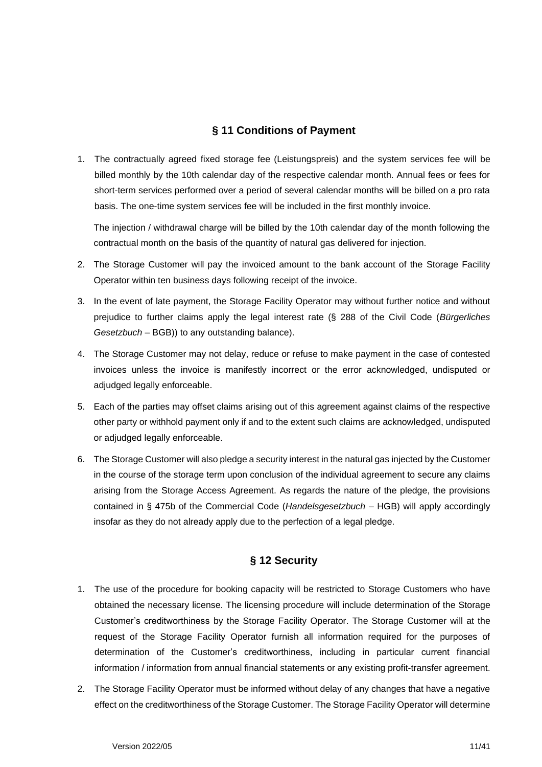## § 11 Conditions of Payment

1. The contractually agreed fixed storage fee (Leistungspreis) and the system services fee will be billed monthly by the 10th calendar day of the respective calendar month. Annual fees or fees for short-term services performed over a period of several calendar months will be billed on a pro rata basis. The one-time system services fee will be included in the first monthly invoice.

   The injection / withdrawal charge will be billed by the 10th calendar day of the month following the contractual month on the basis of the quantity of natural gas delivered for injection.

2. The Storage Customer will pay the invoiced amount to the bank account of the Storage Facility Operator within ten business days following receipt of the invoice.
3. In the event of late payment, the Storage Facility Operator may without further notice and without prejudice to further claims apply the legal interest rate (§ 288 of the Civil Code (*Bürgerliches Gesetzbuch* – BGB)) to any outstanding balance).
4. The Storage Customer may not delay, reduce or refuse to make payment in the case of contested invoices unless the invoice is manifestly incorrect or the error acknowledged, undisputed or adjudged legally enforceable.
5. Each of the parties may offset claims arising out of this agreement against claims of the respective other party or withhold payment only if and to the extent such claims are acknowledged, undisputed or adjudged legally enforceable.
6. The Storage Customer will also pledge a security interest in the natural gas injected by the Customer in the course of the storage term upon conclusion of the individual agreement to secure any claims arising from the Storage Access Agreement. As regards the nature of the pledge, the provisions contained in § 475b of the Commercial Code (*Handelsgesetzbuch* – HGB) will apply accordingly insofar as they do not already apply due to the perfection of a legal pledge.

## § 12 Security

1. The use of the procedure for booking capacity will be restricted to Storage Customers who have obtained the necessary license. The licensing procedure will include determination of the Storage Customer's creditworthiness by the Storage Facility Operator. The Storage Customer will at the request of the Storage Facility Operator furnish all information required for the purposes of determination of the Customer's creditworthiness, including in particular current financial information / information from annual financial statements or any existing profit-transfer agreement.
2. The Storage Facility Operator must be informed without delay of any changes that have a negative effect on the creditworthiness of the Storage Customer. The Storage Facility Operator will determine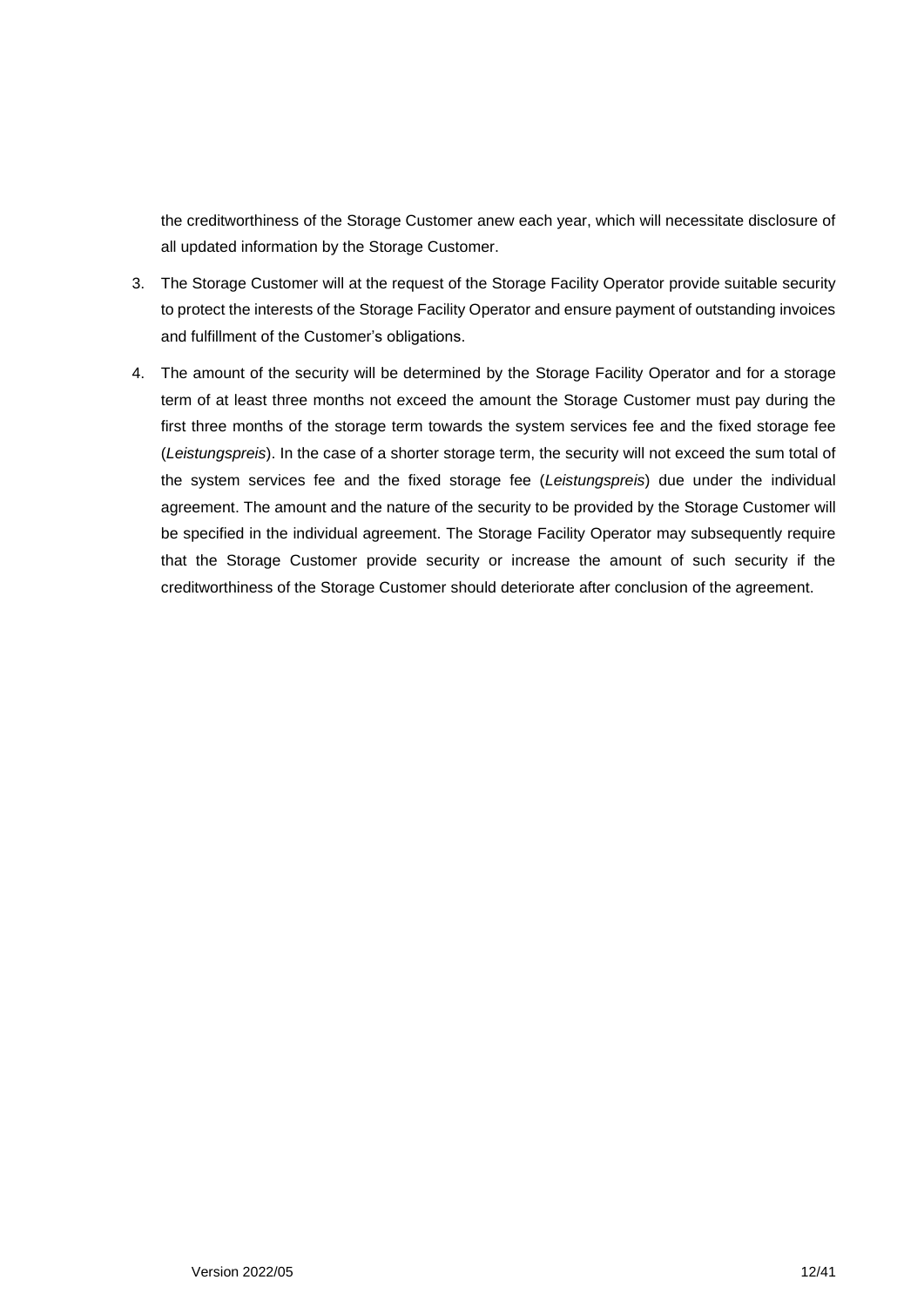the creditworthiness of the Storage Customer anew each year, which will necessitate disclosure of all updated information by the Storage Customer.

3. The Storage Customer will at the request of the Storage Facility Operator provide suitable security to protect the interests of the Storage Facility Operator and ensure payment of outstanding invoices and fulfillment of the Customer's obligations.

4. The amount of the security will be determined by the Storage Facility Operator and for a storage term of at least three months not exceed the amount the Storage Customer must pay during the first three months of the storage term towards the system services fee and the fixed storage fee (*Leistungspreis*). In the case of a shorter storage term, the security will not exceed the sum total of the system services fee and the fixed storage fee (*Leistungspreis*) due under the individual agreement. The amount and the nature of the security to be provided by the Storage Customer will be specified in the individual agreement. The Storage Facility Operator may subsequently require that the Storage Customer provide security or increase the amount of such security if the creditworthiness of the Storage Customer should deteriorate after conclusion of the agreement.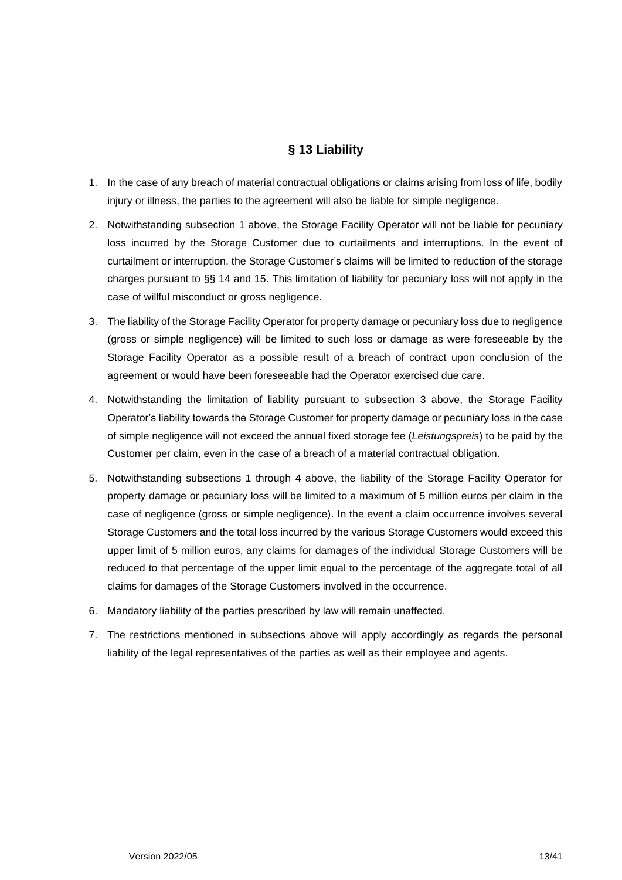## § 13 Liability

1. In the case of any breach of material contractual obligations or claims arising from loss of life, bodily injury or illness, the parties to the agreement will also be liable for simple negligence.
2. Notwithstanding subsection 1 above, the Storage Facility Operator will not be liable for pecuniary loss incurred by the Storage Customer due to curtailments and interruptions. In the event of curtailment or interruption, the Storage Customer's claims will be limited to reduction of the storage charges pursuant to §§ 14 and 15. This limitation of liability for pecuniary loss will not apply in the case of willful misconduct or gross negligence.
3. The liability of the Storage Facility Operator for property damage or pecuniary loss due to negligence (gross or simple negligence) will be limited to such loss or damage as were foreseeable by the Storage Facility Operator as a possible result of a breach of contract upon conclusion of the agreement or would have been foreseeable had the Operator exercised due care.
4. Notwithstanding the limitation of liability pursuant to subsection 3 above, the Storage Facility Operator's liability towards the Storage Customer for property damage or pecuniary loss in the case of simple negligence will not exceed the annual fixed storage fee (*Leistungspreis*) to be paid by the Customer per claim, even in the case of a breach of a material contractual obligation.
5. Notwithstanding subsections 1 through 4 above, the liability of the Storage Facility Operator for property damage or pecuniary loss will be limited to a maximum of 5 million euros per claim in the case of negligence (gross or simple negligence). In the event a claim occurrence involves several Storage Customers and the total loss incurred by the various Storage Customers would exceed this upper limit of 5 million euros, any claims for damages of the individual Storage Customers will be reduced to that percentage of the upper limit equal to the percentage of the aggregate total of all claims for damages of the Storage Customers involved in the occurrence.
6. Mandatory liability of the parties prescribed by law will remain unaffected.
7. The restrictions mentioned in subsections above will apply accordingly as regards the personal liability of the legal representatives of the parties as well as their employee and agents.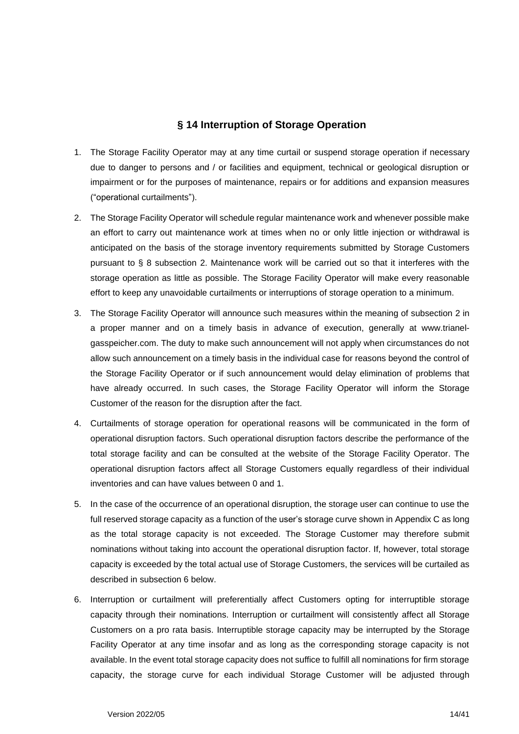## § 14 Interruption of Storage Operation

1. The Storage Facility Operator may at any time curtail or suspend storage operation if necessary due to danger to persons and / or facilities and equipment, technical or geological disruption or impairment or for the purposes of maintenance, repairs or for additions and expansion measures ("operational curtailments").

2. The Storage Facility Operator will schedule regular maintenance work and whenever possible make an effort to carry out maintenance work at times when no or only little injection or withdrawal is anticipated on the basis of the storage inventory requirements submitted by Storage Customers pursuant to § 8 subsection 2. Maintenance work will be carried out so that it interferes with the storage operation as little as possible. The Storage Facility Operator will make every reasonable effort to keep any unavoidable curtailments or interruptions of storage operation to a minimum.

3. The Storage Facility Operator will announce such measures within the meaning of subsection 2 in a proper manner and on a timely basis in advance of execution, generally at www.trianel-gasspeicher.com. The duty to make such announcement will not apply when circumstances do not allow such announcement on a timely basis in the individual case for reasons beyond the control of the Storage Facility Operator or if such announcement would delay elimination of problems that have already occurred. In such cases, the Storage Facility Operator will inform the Storage Customer of the reason for the disruption after the fact.

4. Curtailments of storage operation for operational reasons will be communicated in the form of operational disruption factors. Such operational disruption factors describe the performance of the total storage facility and can be consulted at the website of the Storage Facility Operator. The operational disruption factors affect all Storage Customers equally regardless of their individual inventories and can have values between 0 and 1.

5. In the case of the occurrence of an operational disruption, the storage user can continue to use the full reserved storage capacity as a function of the user's storage curve shown in Appendix C as long as the total storage capacity is not exceeded. The Storage Customer may therefore submit nominations without taking into account the operational disruption factor. If, however, total storage capacity is exceeded by the total actual use of Storage Customers, the services will be curtailed as described in subsection 6 below.

6. Interruption or curtailment will preferentially affect Customers opting for interruptible storage capacity through their nominations. Interruption or curtailment will consistently affect all Storage Customers on a pro rata basis. Interruptible storage capacity may be interrupted by the Storage Facility Operator at any time insofar and as long as the corresponding storage capacity is not available. In the event total storage capacity does not suffice to fulfill all nominations for firm storage capacity, the storage curve for each individual Storage Customer will be adjusted through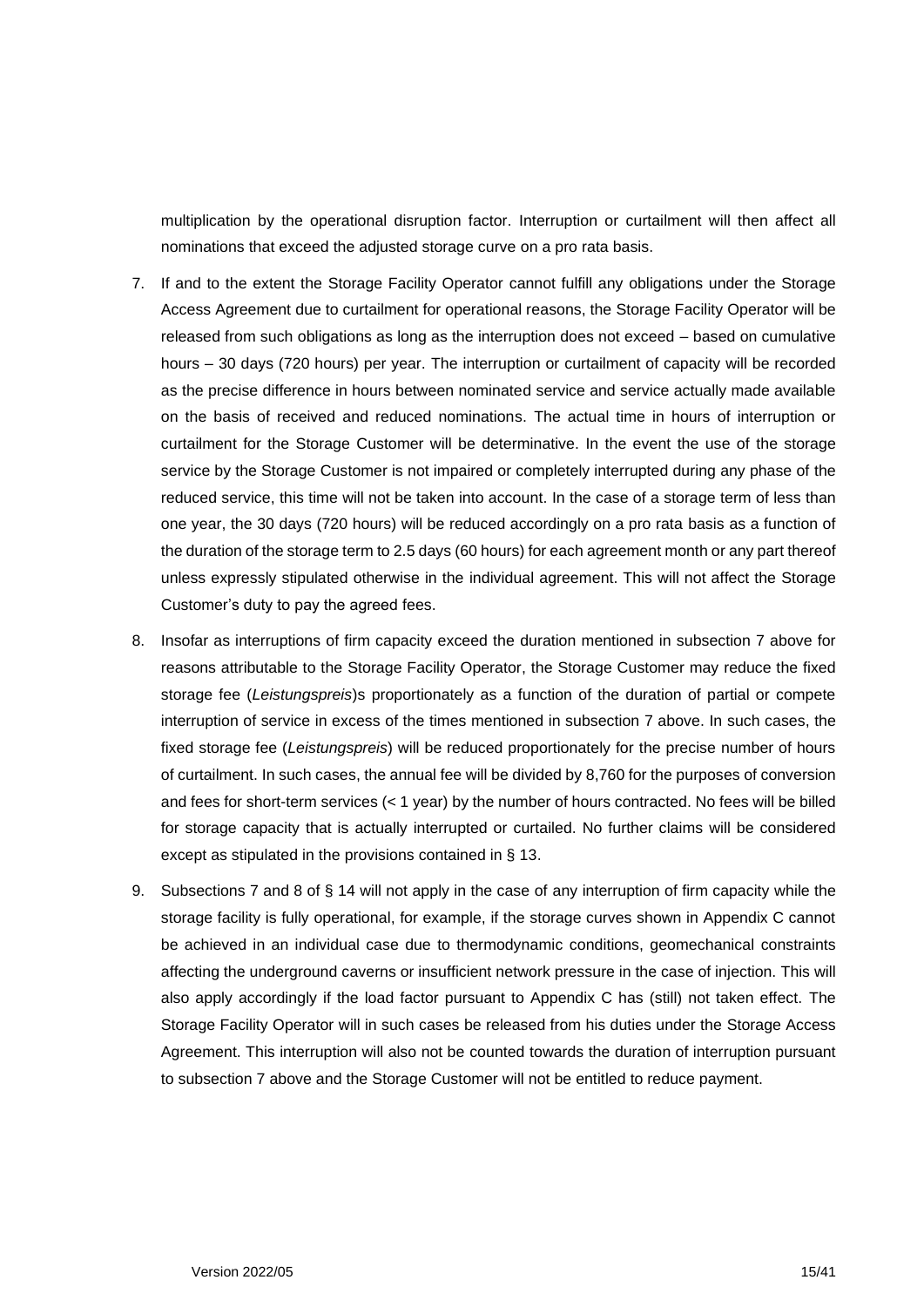multiplication by the operational disruption factor. Interruption or curtailment will then affect all nominations that exceed the adjusted storage curve on a pro rata basis.

7. If and to the extent the Storage Facility Operator cannot fulfill any obligations under the Storage Access Agreement due to curtailment for operational reasons, the Storage Facility Operator will be released from such obligations as long as the interruption does not exceed – based on cumulative hours – 30 days (720 hours) per year. The interruption or curtailment of capacity will be recorded as the precise difference in hours between nominated service and service actually made available on the basis of received and reduced nominations. The actual time in hours of interruption or curtailment for the Storage Customer will be determinative. In the event the use of the storage service by the Storage Customer is not impaired or completely interrupted during any phase of the reduced service, this time will not be taken into account. In the case of a storage term of less than one year, the 30 days (720 hours) will be reduced accordingly on a pro rata basis as a function of the duration of the storage term to 2.5 days (60 hours) for each agreement month or any part thereof unless expressly stipulated otherwise in the individual agreement. This will not affect the Storage Customer's duty to pay the agreed fees.

8. Insofar as interruptions of firm capacity exceed the duration mentioned in subsection 7 above for reasons attributable to the Storage Facility Operator, the Storage Customer may reduce the fixed storage fee (*Leistungspreis*)s proportionately as a function of the duration of partial or compete interruption of service in excess of the times mentioned in subsection 7 above. In such cases, the fixed storage fee (*Leistungspreis*) will be reduced proportionately for the precise number of hours of curtailment. In such cases, the annual fee will be divided by 8,760 for the purposes of conversion and fees for short-term services (< 1 year) by the number of hours contracted. No fees will be billed for storage capacity that is actually interrupted or curtailed. No further claims will be considered except as stipulated in the provisions contained in § 13.

9. Subsections 7 and 8 of § 14 will not apply in the case of any interruption of firm capacity while the storage facility is fully operational, for example, if the storage curves shown in Appendix C cannot be achieved in an individual case due to thermodynamic conditions, geomechanical constraints affecting the underground caverns or insufficient network pressure in the case of injection. This will also apply accordingly if the load factor pursuant to Appendix C has (still) not taken effect. The Storage Facility Operator will in such cases be released from his duties under the Storage Access Agreement. This interruption will also not be counted towards the duration of interruption pursuant to subsection 7 above and the Storage Customer will not be entitled to reduce payment.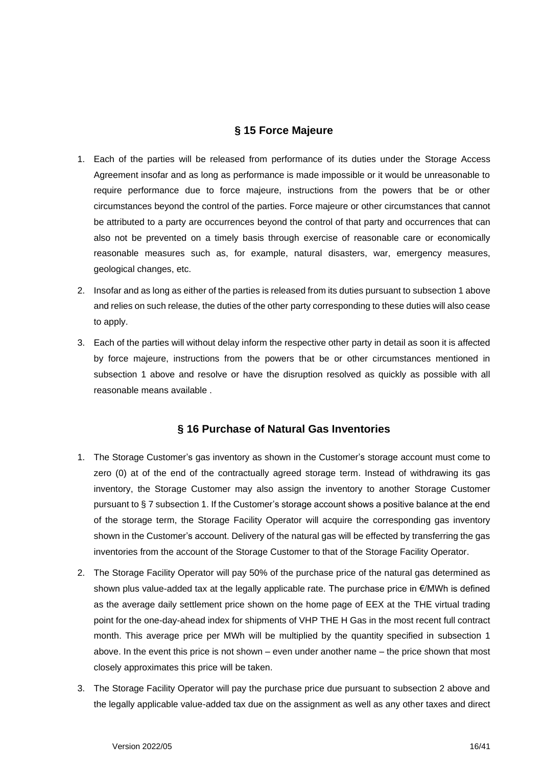## § 15 Force Majeure

1. Each of the parties will be released from performance of its duties under the Storage Access Agreement insofar and as long as performance is made impossible or it would be unreasonable to require performance due to force majeure, instructions from the powers that be or other circumstances beyond the control of the parties. Force majeure or other circumstances that cannot be attributed to a party are occurrences beyond the control of that party and occurrences that can also not be prevented on a timely basis through exercise of reasonable care or economically reasonable measures such as, for example, natural disasters, war, emergency measures, geological changes, etc.
2. Insofar and as long as either of the parties is released from its duties pursuant to subsection 1 above and relies on such release, the duties of the other party corresponding to these duties will also cease to apply.
3. Each of the parties will without delay inform the respective other party in detail as soon it is affected by force majeure, instructions from the powers that be or other circumstances mentioned in subsection 1 above and resolve or have the disruption resolved as quickly as possible with all reasonable means available .

## § 16 Purchase of Natural Gas Inventories

1. The Storage Customer's gas inventory as shown in the Customer's storage account must come to zero (0) at of the end of the contractually agreed storage term. Instead of withdrawing its gas inventory, the Storage Customer may also assign the inventory to another Storage Customer pursuant to § 7 subsection 1. If the Customer's storage account shows a positive balance at the end of the storage term, the Storage Facility Operator will acquire the corresponding gas inventory shown in the Customer's account. Delivery of the natural gas will be effected by transferring the gas inventories from the account of the Storage Customer to that of the Storage Facility Operator.
2. The Storage Facility Operator will pay 50% of the purchase price of the natural gas determined as shown plus value-added tax at the legally applicable rate. The purchase price in €/MWh is defined as the average daily settlement price shown on the home page of EEX at the THE virtual trading point for the one-day-ahead index for shipments of VHP THE H Gas in the most recent full contract month. This average price per MWh will be multiplied by the quantity specified in subsection 1 above. In the event this price is not shown – even under another name – the price shown that most closely approximates this price will be taken.
3. The Storage Facility Operator will pay the purchase price due pursuant to subsection 2 above and the legally applicable value-added tax due on the assignment as well as any other taxes and direct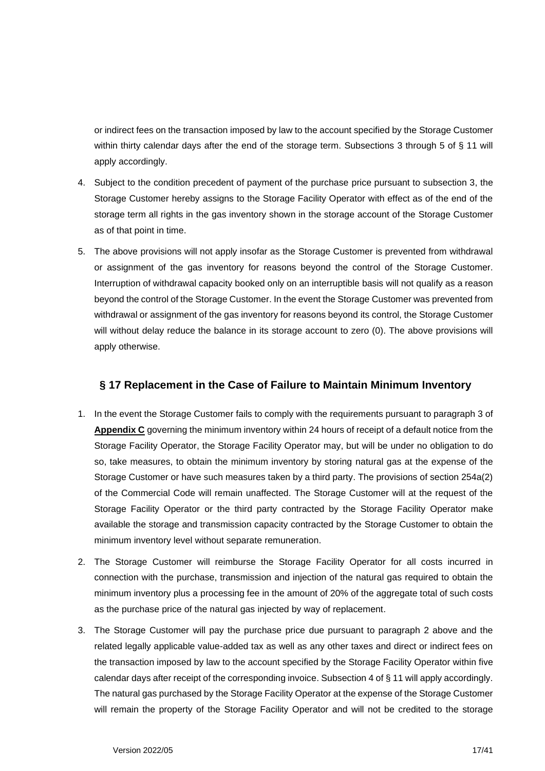or indirect fees on the transaction imposed by law to the account specified by the Storage Customer within thirty calendar days after the end of the storage term. Subsections 3 through 5 of § 11 will apply accordingly.

4. Subject to the condition precedent of payment of the purchase price pursuant to subsection 3, the Storage Customer hereby assigns to the Storage Facility Operator with effect as of the end of the storage term all rights in the gas inventory shown in the storage account of the Storage Customer as of that point in time.

5. The above provisions will not apply insofar as the Storage Customer is prevented from withdrawal or assignment of the gas inventory for reasons beyond the control of the Storage Customer. Interruption of withdrawal capacity booked only on an interruptible basis will not qualify as a reason beyond the control of the Storage Customer. In the event the Storage Customer was prevented from withdrawal or assignment of the gas inventory for reasons beyond its control, the Storage Customer will without delay reduce the balance in its storage account to zero (0). The above provisions will apply otherwise.

## § 17 Replacement in the Case of Failure to Maintain Minimum Inventory

1. In the event the Storage Customer fails to comply with the requirements pursuant to paragraph 3 of **Appendix C** governing the minimum inventory within 24 hours of receipt of a default notice from the Storage Facility Operator, the Storage Facility Operator may, but will be under no obligation to do so, take measures, to obtain the minimum inventory by storing natural gas at the expense of the Storage Customer or have such measures taken by a third party. The provisions of section 254a(2) of the Commercial Code will remain unaffected. The Storage Customer will at the request of the Storage Facility Operator or the third party contracted by the Storage Facility Operator make available the storage and transmission capacity contracted by the Storage Customer to obtain the minimum inventory level without separate remuneration.

2. The Storage Customer will reimburse the Storage Facility Operator for all costs incurred in connection with the purchase, transmission and injection of the natural gas required to obtain the minimum inventory plus a processing fee in the amount of 20% of the aggregate total of such costs as the purchase price of the natural gas injected by way of replacement.

3. The Storage Customer will pay the purchase price due pursuant to paragraph 2 above and the related legally applicable value-added tax as well as any other taxes and direct or indirect fees on the transaction imposed by law to the account specified by the Storage Facility Operator within five calendar days after receipt of the corresponding invoice. Subsection 4 of § 11 will apply accordingly. The natural gas purchased by the Storage Facility Operator at the expense of the Storage Customer will remain the property of the Storage Facility Operator and will not be credited to the storage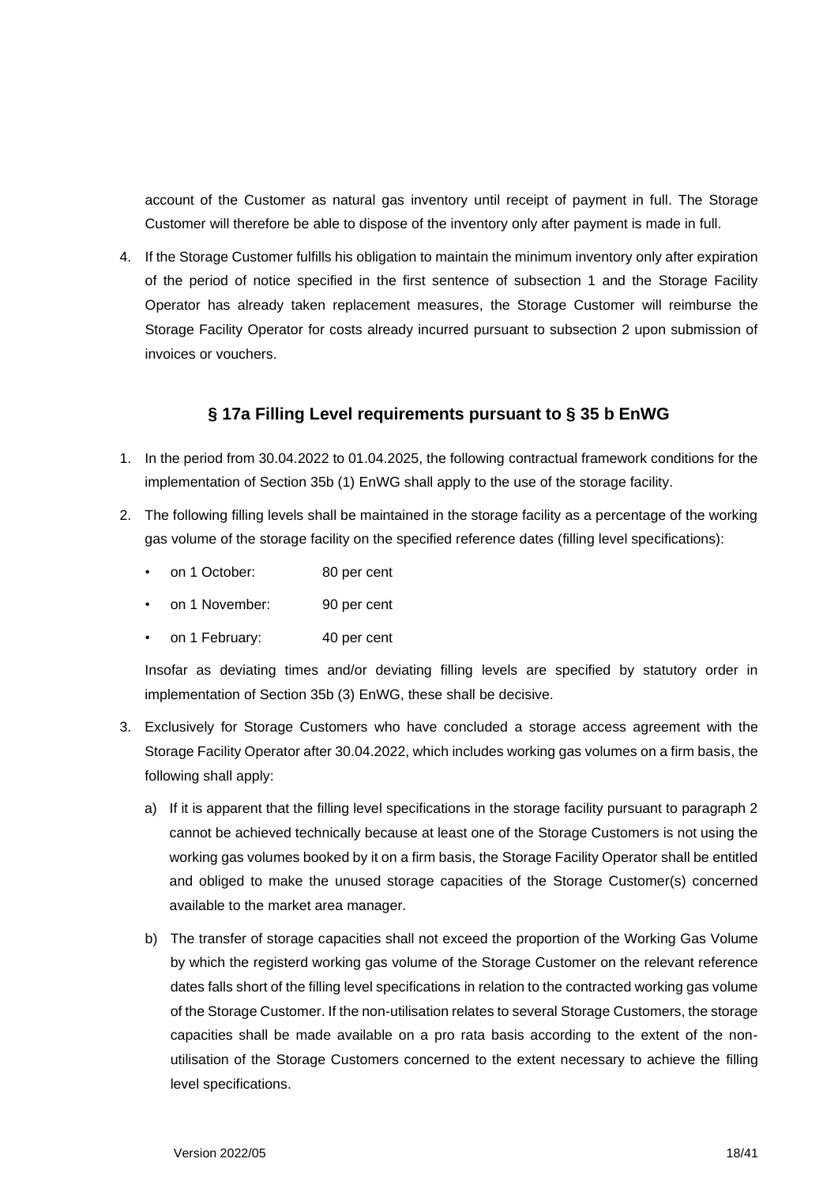account of the Customer as natural gas inventory until receipt of payment in full. The Storage Customer will therefore be able to dispose of the inventory only after payment is made in full.

4. If the Storage Customer fulfills his obligation to maintain the minimum inventory only after expiration of the period of notice specified in the first sentence of subsection 1 and the Storage Facility Operator has already taken replacement measures, the Storage Customer will reimburse the Storage Facility Operator for costs already incurred pursuant to subsection 2 upon submission of invoices or vouchers.

## § 17a Filling Level requirements pursuant to § 35 b EnWG

1. In the period from 30.04.2022 to 01.04.2025, the following contractual framework conditions for the implementation of Section 35b (1) EnWG shall apply to the use of the storage facility.

2. The following filling levels shall be maintained in the storage facility as a percentage of the working gas volume of the storage facility on the specified reference dates (filling level specifications):

   - on 1 October: 80 per cent
   - on 1 November: 90 per cent
   - on 1 February: 40 per cent

   Insofar as deviating times and/or deviating filling levels are specified by statutory order in implementation of Section 35b (3) EnWG, these shall be decisive.

3. Exclusively for Storage Customers who have concluded a storage access agreement with the Storage Facility Operator after 30.04.2022, which includes working gas volumes on a firm basis, the following shall apply:

   a) If it is apparent that the filling level specifications in the storage facility pursuant to paragraph 2 cannot be achieved technically because at least one of the Storage Customers is not using the working gas volumes booked by it on a firm basis, the Storage Facility Operator shall be entitled and obliged to make the unused storage capacities of the Storage Customer(s) concerned available to the market area manager.

   b) The transfer of storage capacities shall not exceed the proportion of the Working Gas Volume by which the registerd working gas volume of the Storage Customer on the relevant reference dates falls short of the filling level specifications in relation to the contracted working gas volume of the Storage Customer. If the non-utilisation relates to several Storage Customers, the storage capacities shall be made available on a pro rata basis according to the extent of the non-utilisation of the Storage Customers concerned to the extent necessary to achieve the filling level specifications.

Version 2022/05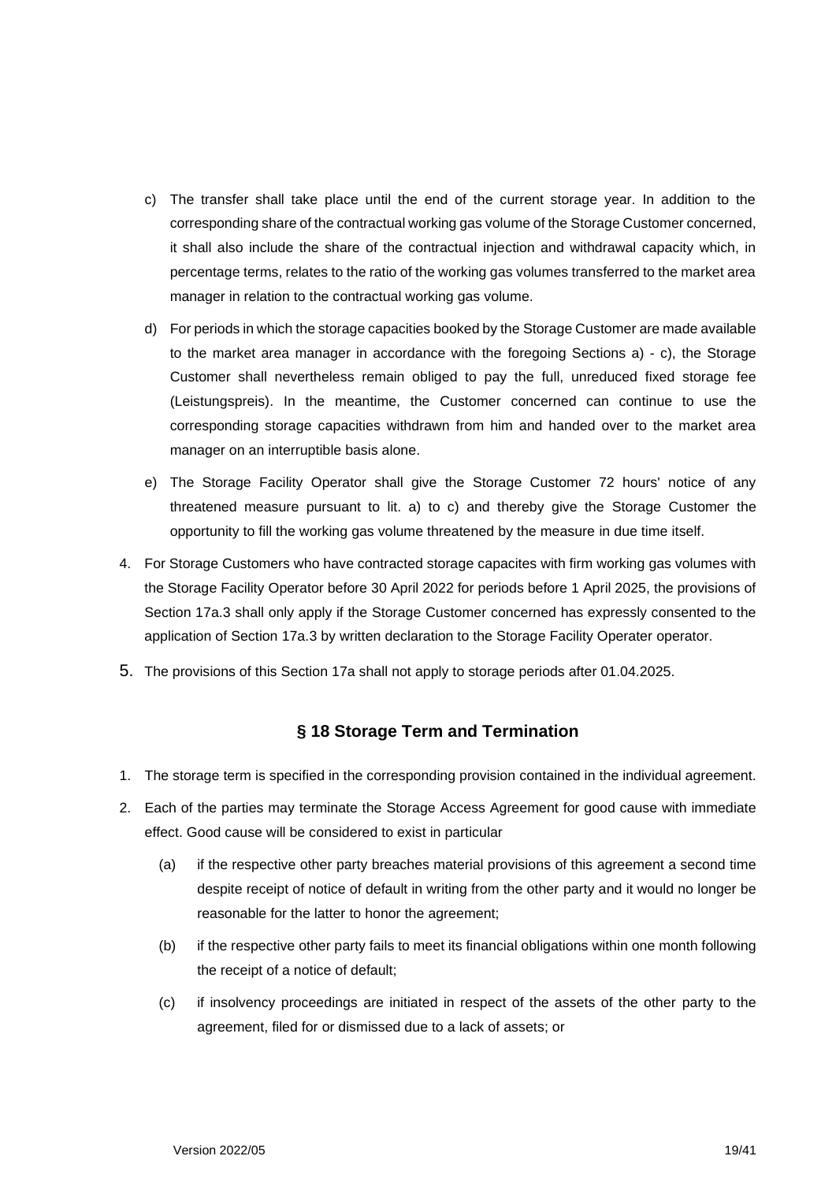c) The transfer shall take place until the end of the current storage year. In addition to the corresponding share of the contractual working gas volume of the Storage Customer concerned, it shall also include the share of the contractual injection and withdrawal capacity which, in percentage terms, relates to the ratio of the working gas volumes transferred to the market area manager in relation to the contractual working gas volume.

d) For periods in which the storage capacities booked by the Storage Customer are made available to the market area manager in accordance with the foregoing Sections a) - c), the Storage Customer shall nevertheless remain obliged to pay the full, unreduced fixed storage fee (Leistungspreis). In the meantime, the Customer concerned can continue to use the corresponding storage capacities withdrawn from him and handed over to the market area manager on an interruptible basis alone.

e) The Storage Facility Operator shall give the Storage Customer 72 hours' notice of any threatened measure pursuant to lit. a) to c) and thereby give the Storage Customer the opportunity to fill the working gas volume threatened by the measure in due time itself.

4. For Storage Customers who have contracted storage capacites with firm working gas volumes with the Storage Facility Operator before 30 April 2022 for periods before 1 April 2025, the provisions of Section 17a.3 shall only apply if the Storage Customer concerned has expressly consented to the application of Section 17a.3 by written declaration to the Storage Facility Operater operator.

5. The provisions of this Section 17a shall not apply to storage periods after 01.04.2025.

## § 18 Storage Term and Termination

1. The storage term is specified in the corresponding provision contained in the individual agreement.

2. Each of the parties may terminate the Storage Access Agreement for good cause with immediate effect. Good cause will be considered to exist in particular

   (a) if the respective other party breaches material provisions of this agreement a second time despite receipt of notice of default in writing from the other party and it would no longer be reasonable for the latter to honor the agreement;

   (b) if the respective other party fails to meet its financial obligations within one month following the receipt of a notice of default;

   (c) if insolvency proceedings are initiated in respect of the assets of the other party to the agreement, filed for or dismissed due to a lack of assets; or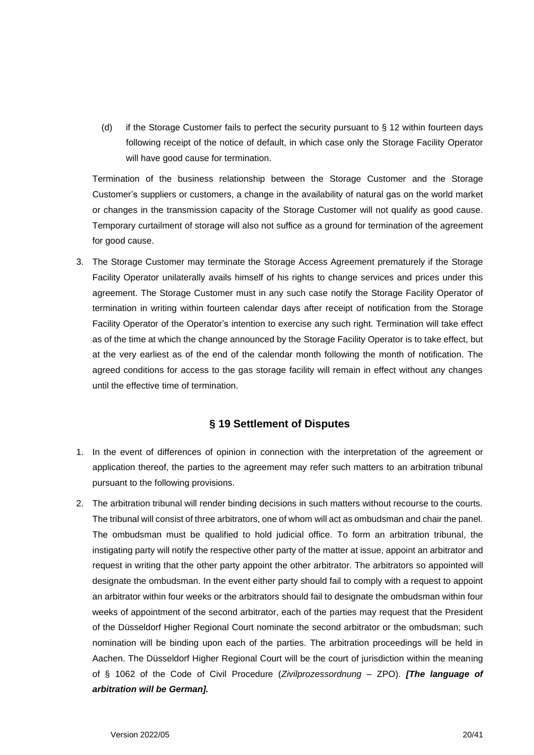(d) if the Storage Customer fails to perfect the security pursuant to § 12 within fourteen days following receipt of the notice of default, in which case only the Storage Facility Operator will have good cause for termination.

Termination of the business relationship between the Storage Customer and the Storage Customer's suppliers or customers, a change in the availability of natural gas on the world market or changes in the transmission capacity of the Storage Customer will not qualify as good cause. Temporary curtailment of storage will also not suffice as a ground for termination of the agreement for good cause.

3. The Storage Customer may terminate the Storage Access Agreement prematurely if the Storage Facility Operator unilaterally avails himself of his rights to change services and prices under this agreement. The Storage Customer must in any such case notify the Storage Facility Operator of termination in writing within fourteen calendar days after receipt of notification from the Storage Facility Operator of the Operator's intention to exercise any such right. Termination will take effect as of the time at which the change announced by the Storage Facility Operator is to take effect, but at the very earliest as of the end of the calendar month following the month of notification. The agreed conditions for access to the gas storage facility will remain in effect without any changes until the effective time of termination.

## § 19 Settlement of Disputes

1. In the event of differences of opinion in connection with the interpretation of the agreement or application thereof, the parties to the agreement may refer such matters to an arbitration tribunal pursuant to the following provisions.
2. The arbitration tribunal will render binding decisions in such matters without recourse to the courts. The tribunal will consist of three arbitrators, one of whom will act as ombudsman and chair the panel. The ombudsman must be qualified to hold judicial office. To form an arbitration tribunal, the instigating party will notify the respective other party of the matter at issue, appoint an arbitrator and request in writing that the other party appoint the other arbitrator. The arbitrators so appointed will designate the ombudsman. In the event either party should fail to comply with a request to appoint an arbitrator within four weeks or the arbitrators should fail to designate the ombudsman within four weeks of appointment of the second arbitrator, each of the parties may request that the President of the Düsseldorf Higher Regional Court nominate the second arbitrator or the ombudsman; such nomination will be binding upon each of the parties. The arbitration proceedings will be held in Aachen. The Düsseldorf Higher Regional Court will be the court of jurisdiction within the meaning of § 1062 of the Code of Civil Procedure (*Zivilprozessordnung* – ZPO). ***[The language of arbitration will be German].***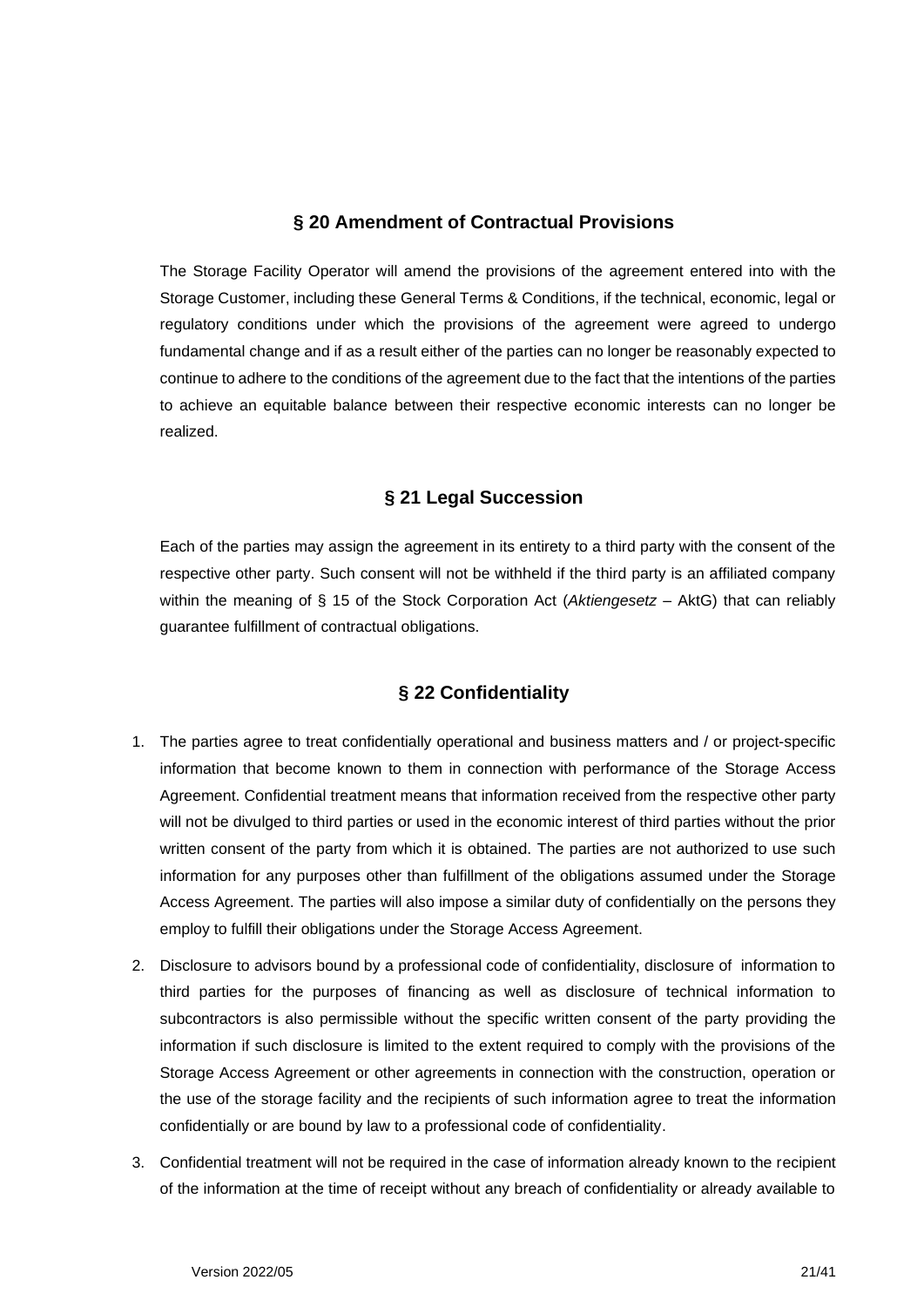## § 20 Amendment of Contractual Provisions

The Storage Facility Operator will amend the provisions of the agreement entered into with the Storage Customer, including these General Terms & Conditions, if the technical, economic, legal or regulatory conditions under which the provisions of the agreement were agreed to undergo fundamental change and if as a result either of the parties can no longer be reasonably expected to continue to adhere to the conditions of the agreement due to the fact that the intentions of the parties to achieve an equitable balance between their respective economic interests can no longer be realized.

## § 21 Legal Succession

Each of the parties may assign the agreement in its entirety to a third party with the consent of the respective other party. Such consent will not be withheld if the third party is an affiliated company within the meaning of § 15 of the Stock Corporation Act (*Aktiengesetz* – AktG) that can reliably guarantee fulfillment of contractual obligations.

## § 22 Confidentiality

1. The parties agree to treat confidentially operational and business matters and / or project-specific information that become known to them in connection with performance of the Storage Access Agreement. Confidential treatment means that information received from the respective other party will not be divulged to third parties or used in the economic interest of third parties without the prior written consent of the party from which it is obtained. The parties are not authorized to use such information for any purposes other than fulfillment of the obligations assumed under the Storage Access Agreement. The parties will also impose a similar duty of confidentially on the persons they employ to fulfill their obligations under the Storage Access Agreement.
2. Disclosure to advisors bound by a professional code of confidentiality, disclosure of information to third parties for the purposes of financing as well as disclosure of technical information to subcontractors is also permissible without the specific written consent of the party providing the information if such disclosure is limited to the extent required to comply with the provisions of the Storage Access Agreement or other agreements in connection with the construction, operation or the use of the storage facility and the recipients of such information agree to treat the information confidentially or are bound by law to a professional code of confidentiality.
3. Confidential treatment will not be required in the case of information already known to the recipient of the information at the time of receipt without any breach of confidentiality or already available to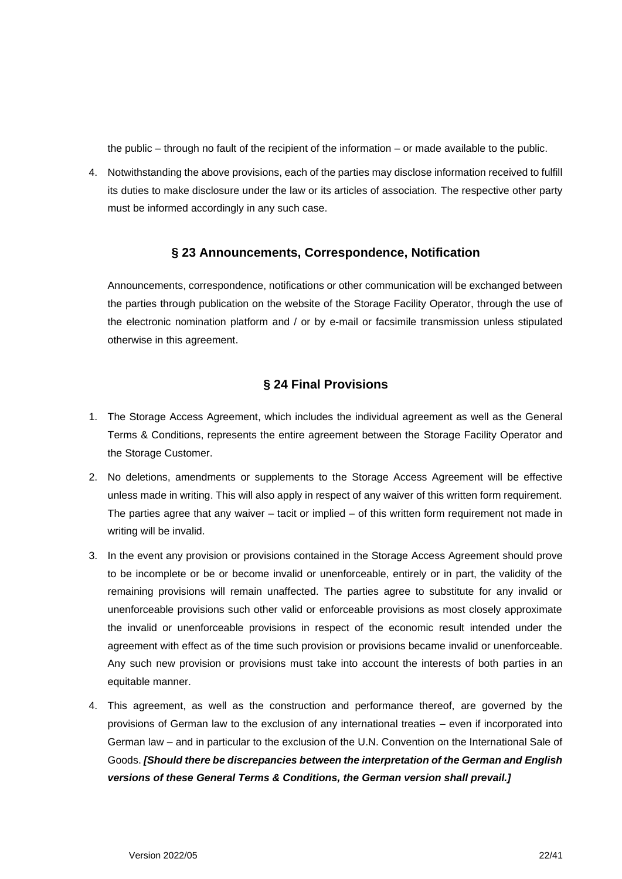the public – through no fault of the recipient of the information – or made available to the public.

4. Notwithstanding the above provisions, each of the parties may disclose information received to fulfill its duties to make disclosure under the law or its articles of association. The respective other party must be informed accordingly in any such case.

## § 23 Announcements, Correspondence, Notification

Announcements, correspondence, notifications or other communication will be exchanged between the parties through publication on the website of the Storage Facility Operator, through the use of the electronic nomination platform and / or by e-mail or facsimile transmission unless stipulated otherwise in this agreement.

## § 24 Final Provisions

1. The Storage Access Agreement, which includes the individual agreement as well as the General Terms & Conditions, represents the entire agreement between the Storage Facility Operator and the Storage Customer.
2. No deletions, amendments or supplements to the Storage Access Agreement will be effective unless made in writing. This will also apply in respect of any waiver of this written form requirement. The parties agree that any waiver – tacit or implied – of this written form requirement not made in writing will be invalid.
3. In the event any provision or provisions contained in the Storage Access Agreement should prove to be incomplete or be or become invalid or unenforceable, entirely or in part, the validity of the remaining provisions will remain unaffected. The parties agree to substitute for any invalid or unenforceable provisions such other valid or enforceable provisions as most closely approximate the invalid or unenforceable provisions in respect of the economic result intended under the agreement with effect as of the time such provision or provisions became invalid or unenforceable. Any such new provision or provisions must take into account the interests of both parties in an equitable manner.
4. This agreement, as well as the construction and performance thereof, are governed by the provisions of German law to the exclusion of any international treaties – even if incorporated into German law – and in particular to the exclusion of the U.N. Convention on the International Sale of Goods. ***[Should there be discrepancies between the interpretation of the German and English versions of these General Terms & Conditions, the German version shall prevail.]***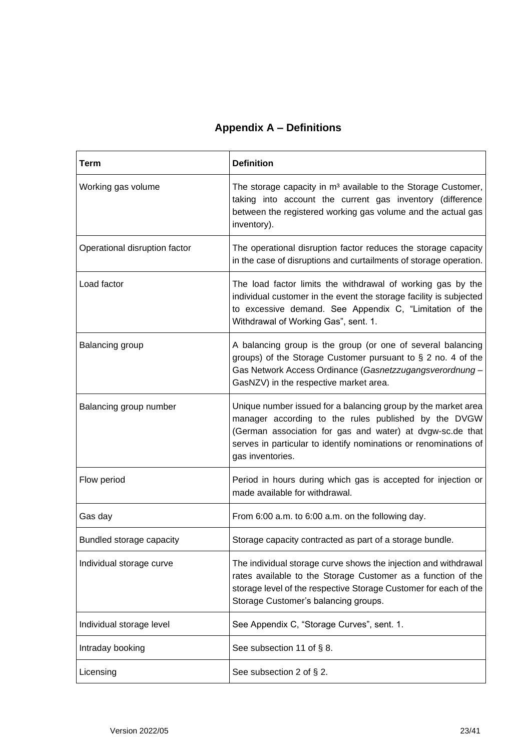## Appendix A – Definitions

| Term | Definition |
| --- | --- |
| Working gas volume | The storage capacity in m³ available to the Storage Customer, taking into account the current gas inventory (difference between the registered working gas volume and the actual gas inventory). |
| Operational disruption factor | The operational disruption factor reduces the storage capacity in the case of disruptions and curtailments of storage operation. |
| Load factor | The load factor limits the withdrawal of working gas by the individual customer in the event the storage facility is subjected to excessive demand. See Appendix C, "Limitation of the Withdrawal of Working Gas", sent. 1. |
| Balancing group | A balancing group is the group (or one of several balancing groups) of the Storage Customer pursuant to § 2 no. 4 of the Gas Network Access Ordinance (*Gasnetzzugangsverordnung* – GasNZV) in the respective market area. |
| Balancing group number | Unique number issued for a balancing group by the market area manager according to the rules published by the DVGW (German association for gas and water) at dvgw-sc.de that serves in particular to identify nominations or renominations of gas inventories. |
| Flow period | Period in hours during which gas is accepted for injection or made available for withdrawal. |
| Gas day | From 6:00 a.m. to 6:00 a.m. on the following day. |
| Bundled storage capacity | Storage capacity contracted as part of a storage bundle. |
| Individual storage curve | The individual storage curve shows the injection and withdrawal rates available to the Storage Customer as a function of the storage level of the respective Storage Customer for each of the Storage Customer's balancing groups. |
| Individual storage level | See Appendix C, "Storage Curves", sent. 1. |
| Intraday booking | See subsection 11 of § 8. |
| Licensing | See subsection 2 of § 2. |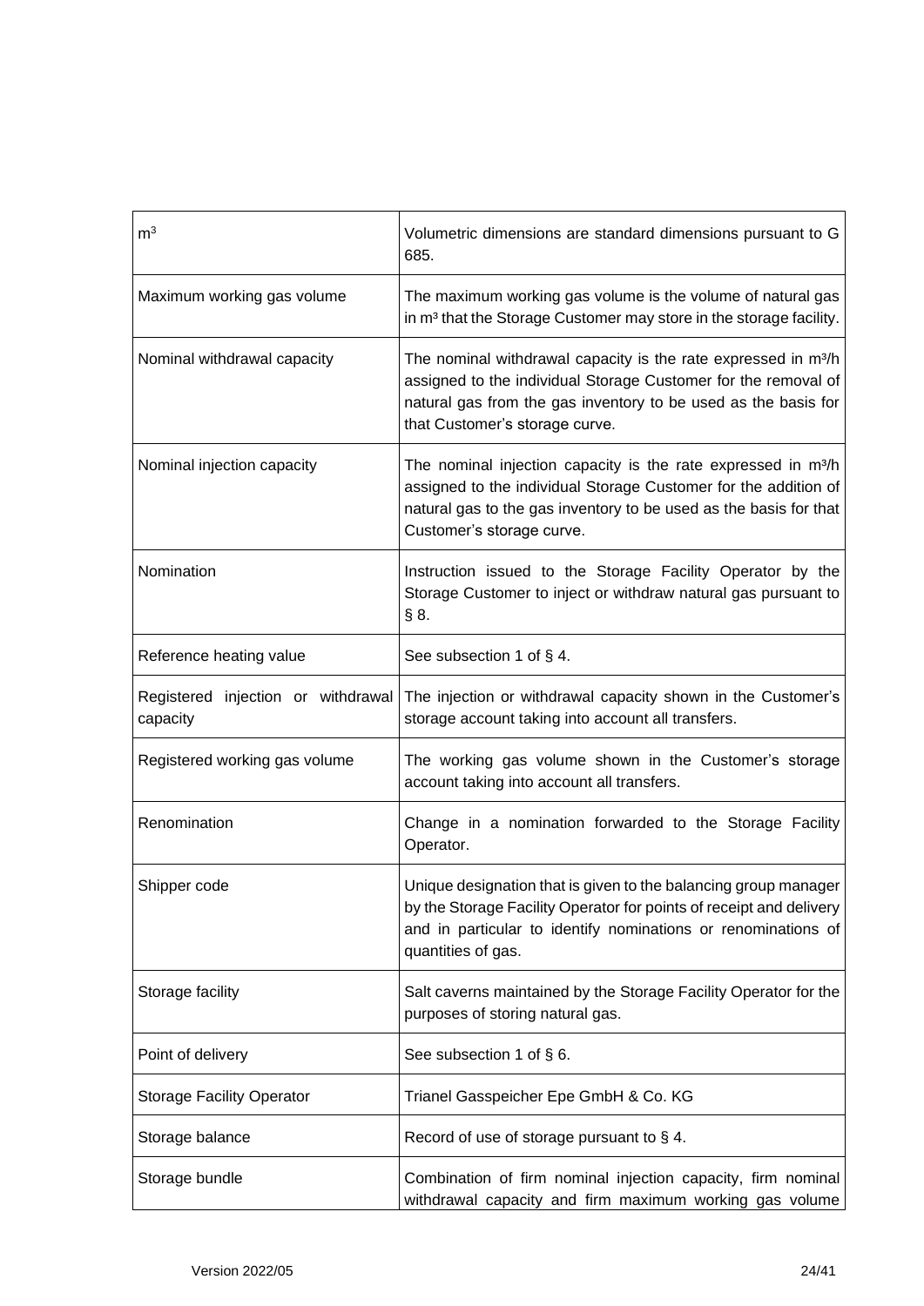| | |
|---|---|
| $m^3$ | Volumetric dimensions are standard dimensions pursuant to G 685. |
| Maximum working gas volume | The maximum working gas volume is the volume of natural gas in $m^3$ that the Storage Customer may store in the storage facility. |
| Nominal withdrawal capacity | The nominal withdrawal capacity is the rate expressed in $m^3/h$ assigned to the individual Storage Customer for the removal of natural gas from the gas inventory to be used as the basis for that Customer's storage curve. |
| Nominal injection capacity | The nominal injection capacity is the rate expressed in $m^3/h$ assigned to the individual Storage Customer for the addition of natural gas to the gas inventory to be used as the basis for that Customer's storage curve. |
| Nomination | Instruction issued to the Storage Facility Operator by the Storage Customer to inject or withdraw natural gas pursuant to § 8. |
| Reference heating value | See subsection 1 of § 4. |
| Registered injection or withdrawal capacity | The injection or withdrawal capacity shown in the Customer's storage account taking into account all transfers. |
| Registered working gas volume | The working gas volume shown in the Customer's storage account taking into account all transfers. |
| Renomination | Change in a nomination forwarded to the Storage Facility Operator. |
| Shipper code | Unique designation that is given to the balancing group manager by the Storage Facility Operator for points of receipt and delivery and in particular to identify nominations or renominations of quantities of gas. |
| Storage facility | Salt caverns maintained by the Storage Facility Operator for the purposes of storing natural gas. |
| Point of delivery | See subsection 1 of § 6. |
| Storage Facility Operator | Trianel Gasspeicher Epe GmbH & Co. KG |
| Storage balance | Record of use of storage pursuant to § 4. |
| Storage bundle | Combination of firm nominal injection capacity, firm nominal withdrawal capacity and firm maximum working gas volume |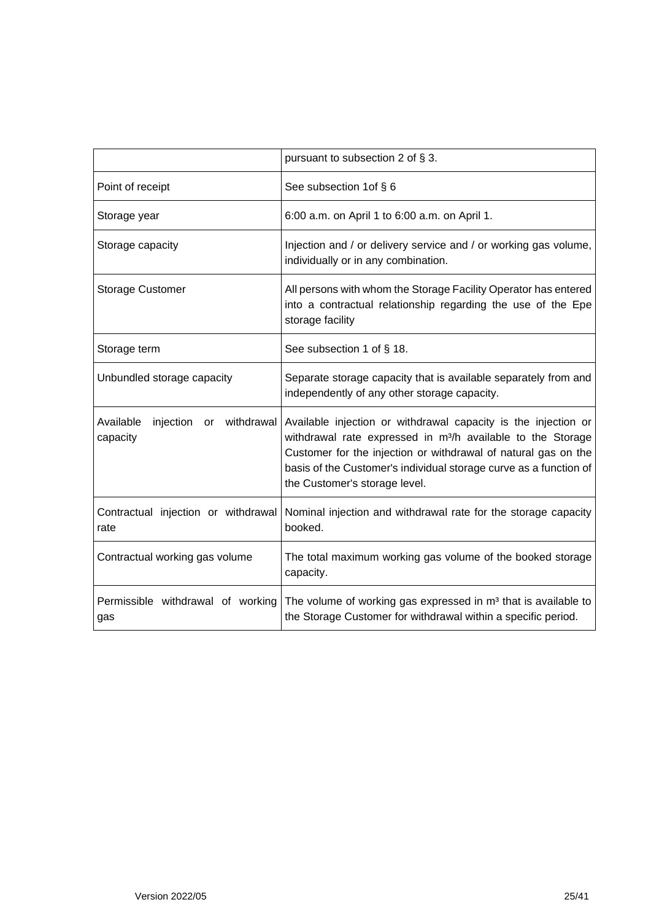| | |
|---|---|
| | pursuant to subsection 2 of § 3. |
| Point of receipt | See subsection 1of § 6 |
| Storage year | 6:00 a.m. on April 1 to 6:00 a.m. on April 1. |
| Storage capacity | Injection and / or delivery service and / or working gas volume, individually or in any combination. |
| Storage Customer | All persons with whom the Storage Facility Operator has entered into a contractual relationship regarding the use of the Epe storage facility |
| Storage term | See subsection 1 of § 18. |
| Unbundled storage capacity | Separate storage capacity that is available separately from and independently of any other storage capacity. |
| Available injection or withdrawal capacity | Available injection or withdrawal capacity is the injection or withdrawal rate expressed in $m^3/h$ available to the Storage Customer for the injection or withdrawal of natural gas on the basis of the Customer's individual storage curve as a function of the Customer's storage level. |
| Contractual injection or withdrawal rate | Nominal injection and withdrawal rate for the storage capacity booked. |
| Contractual working gas volume | The total maximum working gas volume of the booked storage capacity. |
| Permissible withdrawal of working gas | The volume of working gas expressed in $m^3$ that is available to the Storage Customer for withdrawal within a specific period. |

Version 2022/05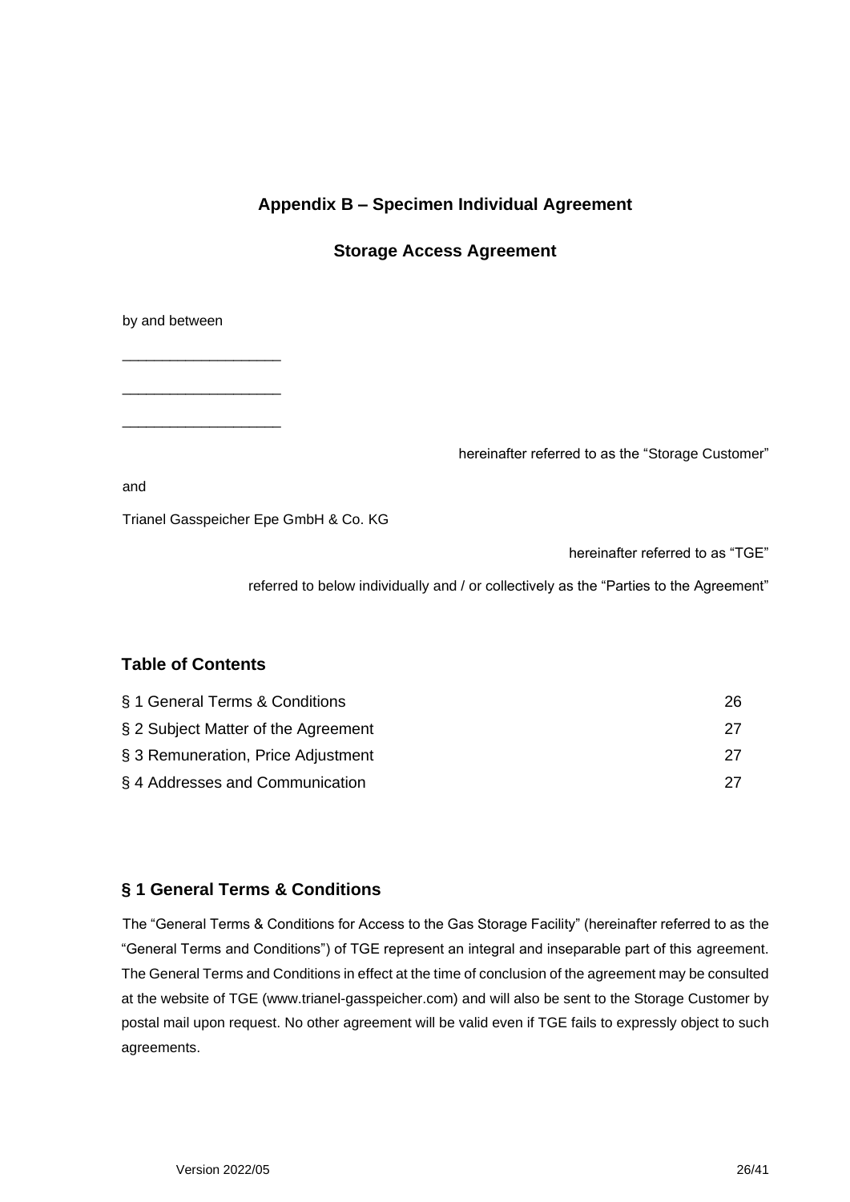## Appendix B – Specimen Individual Agreement

## Storage Access Agreement

by and between

\_\_\_\_\_\_\_\_\_\_\_\_\_\_\_\_\_\_\_\_

\_\_\_\_\_\_\_\_\_\_\_\_\_\_\_\_\_\_\_\_

\_\_\_\_\_\_\_\_\_\_\_\_\_\_\_\_\_\_\_\_

hereinafter referred to as the "Storage Customer"

and

Trianel Gasspeicher Epe GmbH & Co. KG

hereinafter referred to as "TGE"

referred to below individually and / or collectively as the "Parties to the Agreement"

### Table of Contents

| | |
|---|---|
| § 1 General Terms & Conditions | 26 |
| § 2 Subject Matter of the Agreement | 27 |
| § 3 Remuneration, Price Adjustment | 27 |
| § 4 Addresses and Communication | 27 |

### § 1 General Terms & Conditions

The "General Terms & Conditions for Access to the Gas Storage Facility" (hereinafter referred to as the "General Terms and Conditions") of TGE represent an integral and inseparable part of this agreement. The General Terms and Conditions in effect at the time of conclusion of the agreement may be consulted at the website of TGE (www.trianel-gasspeicher.com) and will also be sent to the Storage Customer by postal mail upon request. No other agreement will be valid even if TGE fails to expressly object to such agreements.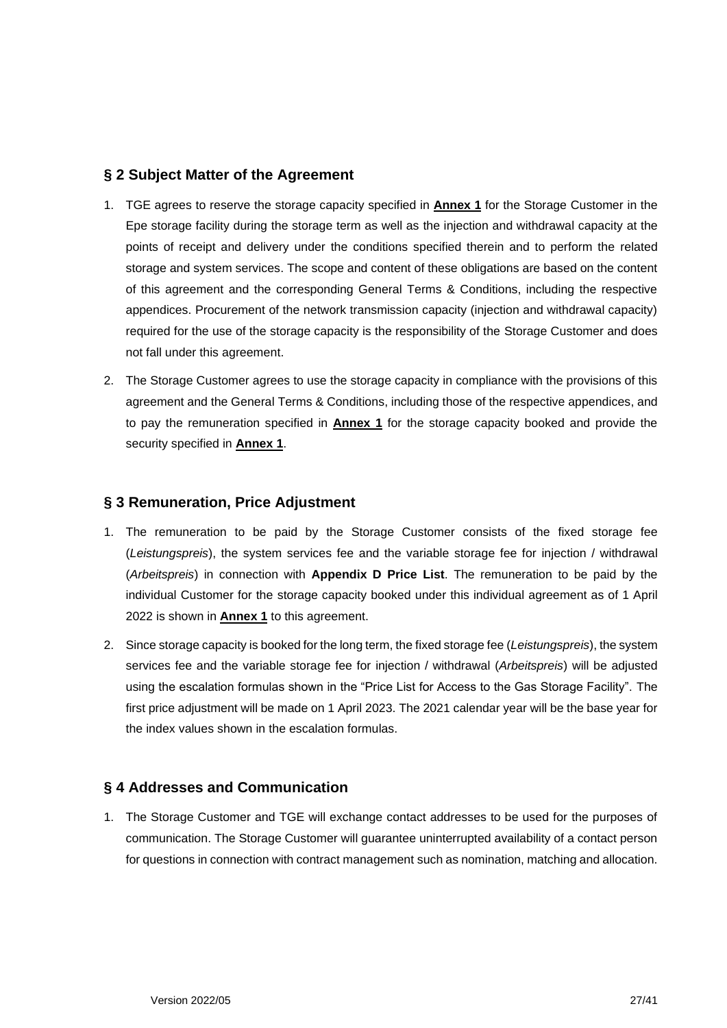## § 2 Subject Matter of the Agreement

1. TGE agrees to reserve the storage capacity specified in **Annex 1** for the Storage Customer in the Epe storage facility during the storage term as well as the injection and withdrawal capacity at the points of receipt and delivery under the conditions specified therein and to perform the related storage and system services. The scope and content of these obligations are based on the content of this agreement and the corresponding General Terms & Conditions, including the respective appendices. Procurement of the network transmission capacity (injection and withdrawal capacity) required for the use of the storage capacity is the responsibility of the Storage Customer and does not fall under this agreement.
2. The Storage Customer agrees to use the storage capacity in compliance with the provisions of this agreement and the General Terms & Conditions, including those of the respective appendices, and to pay the remuneration specified in **Annex 1** for the storage capacity booked and provide the security specified in **Annex 1**.

## § 3 Remuneration, Price Adjustment

1. The remuneration to be paid by the Storage Customer consists of the fixed storage fee (*Leistungspreis*), the system services fee and the variable storage fee for injection / withdrawal (*Arbeitspreis*) in connection with **Appendix D Price List**. The remuneration to be paid by the individual Customer for the storage capacity booked under this individual agreement as of 1 April 2022 is shown in **Annex 1** to this agreement.
2. Since storage capacity is booked for the long term, the fixed storage fee (*Leistungspreis*), the system services fee and the variable storage fee for injection / withdrawal (*Arbeitspreis*) will be adjusted using the escalation formulas shown in the "Price List for Access to the Gas Storage Facility". The first price adjustment will be made on 1 April 2023. The 2021 calendar year will be the base year for the index values shown in the escalation formulas.

## § 4 Addresses and Communication

1. The Storage Customer and TGE will exchange contact addresses to be used for the purposes of communication. The Storage Customer will guarantee uninterrupted availability of a contact person for questions in connection with contract management such as nomination, matching and allocation.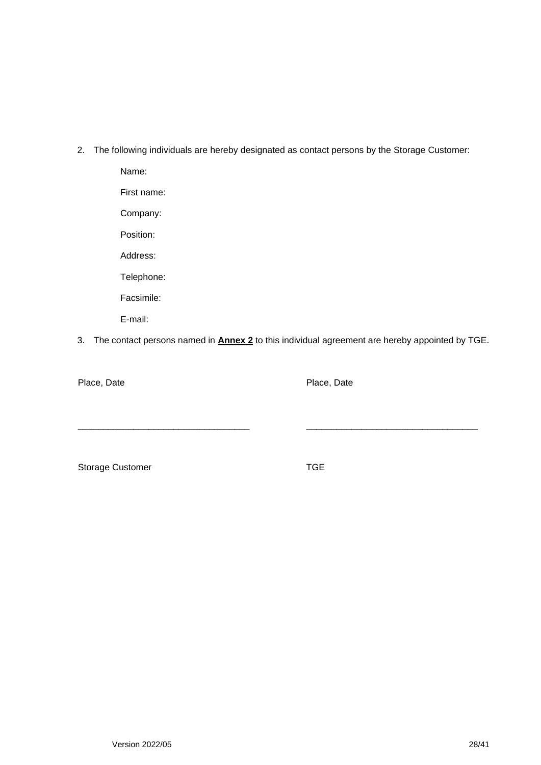2. The following individuals are hereby designated as contact persons by the Storage Customer:

   Name:

   First name:

   Company:

   Position:

   Address:

   Telephone:

   Facsimile:

   E-mail:

3. The contact persons named in **Annex 2** to this individual agreement are hereby appointed by TGE.

| Place, Date | Place, Date |
|---|---|
| ________________________________ | ________________________________ |
| Storage Customer | TGE |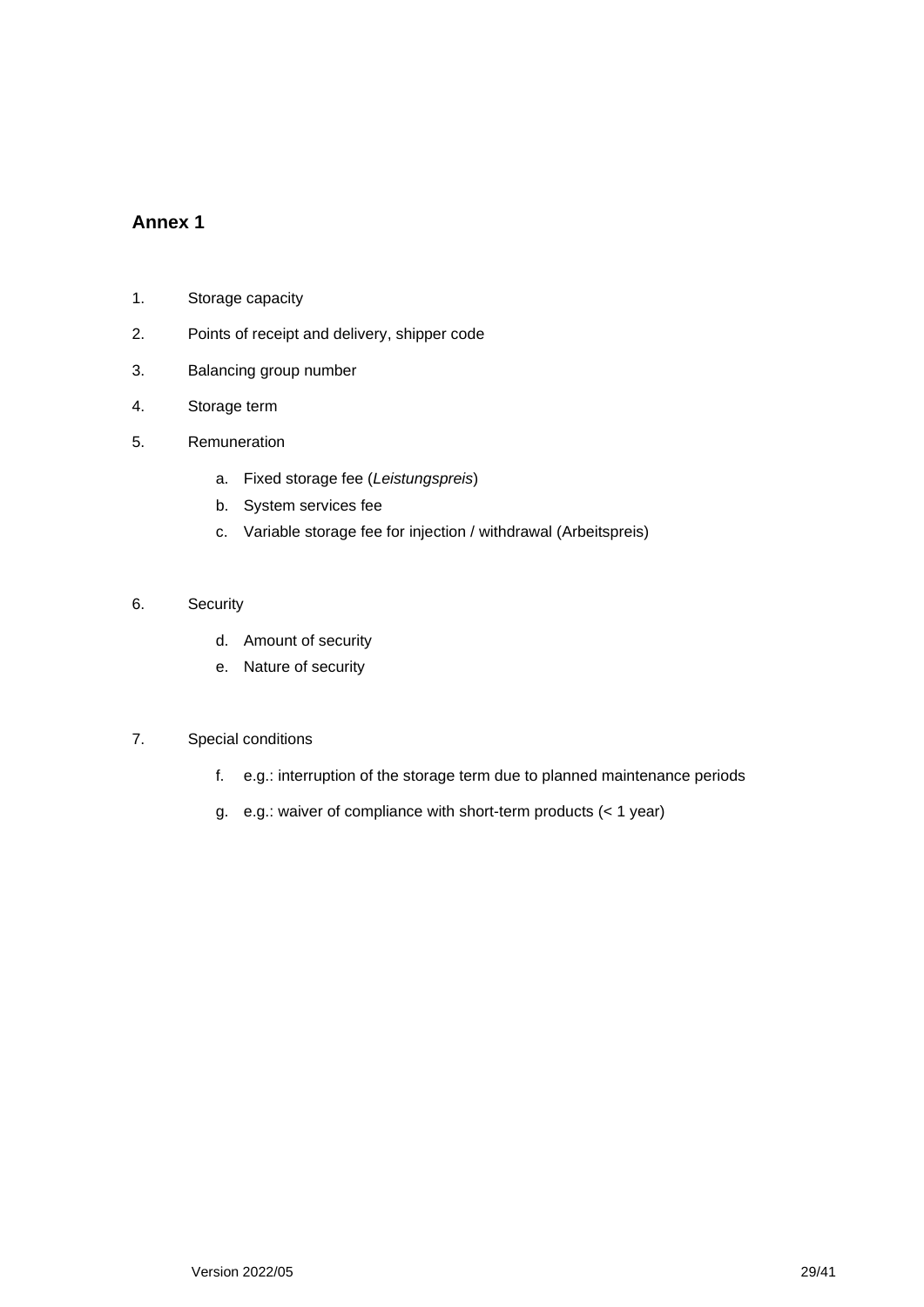## Annex 1

1. Storage capacity
2. Points of receipt and delivery, shipper code
3. Balancing group number
4. Storage term
5. Remuneration
    a. Fixed storage fee (*Leistungspreis*)
    b. System services fee
    c. Variable storage fee for injection / withdrawal (Arbeitspreis)
6. Security
    d. Amount of security
    e. Nature of security
7. Special conditions
    f. e.g.: interruption of the storage term due to planned maintenance periods
    g. e.g.: waiver of compliance with short-term products (< 1 year)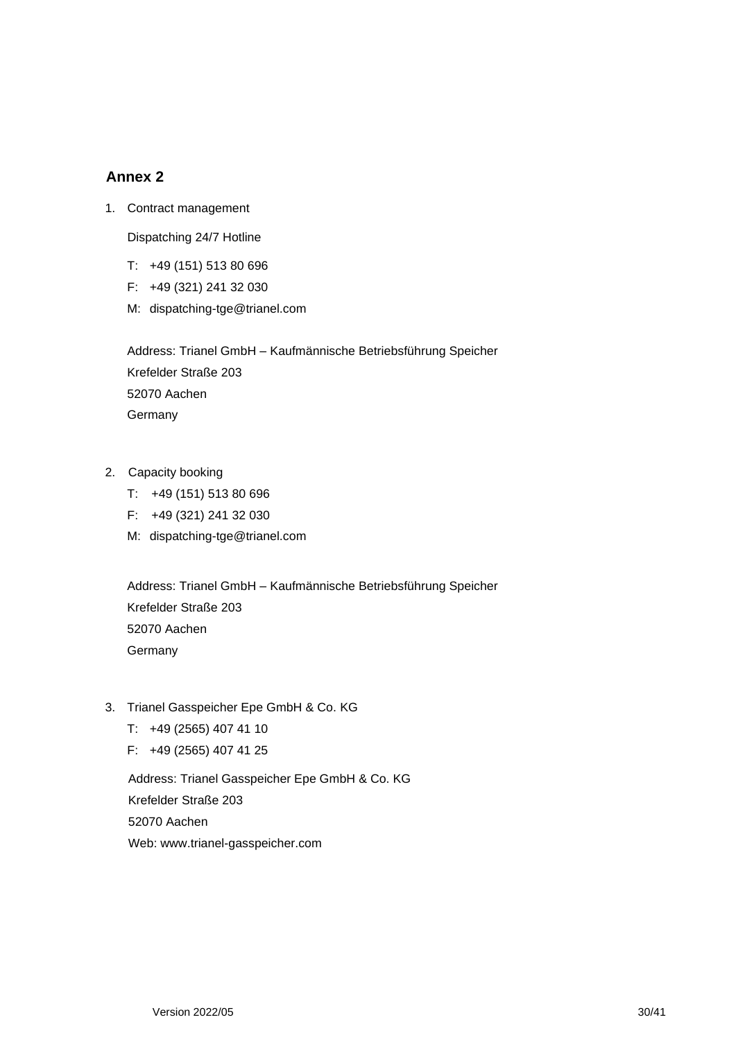## Annex 2

1. Contract management

   Dispatching 24/7 Hotline

   T: +49 (151) 513 80 696
   F: +49 (321) 241 32 030
   M: dispatching-tge@trianel.com

   Address: Trianel GmbH – Kaufmännische Betriebsführung Speicher
   Krefelder Straße 203
   52070 Aachen
   Germany

2. Capacity booking

   T: +49 (151) 513 80 696
   F: +49 (321) 241 32 030
   M: dispatching-tge@trianel.com

   Address: Trianel GmbH – Kaufmännische Betriebsführung Speicher
   Krefelder Straße 203
   52070 Aachen
   Germany

3. Trianel Gasspeicher Epe GmbH & Co. KG

   T: +49 (2565) 407 41 10
   F: +49 (2565) 407 41 25

   Address: Trianel Gasspeicher Epe GmbH & Co. KG
   Krefelder Straße 203
   52070 Aachen
   Web: www.trianel-gasspeicher.com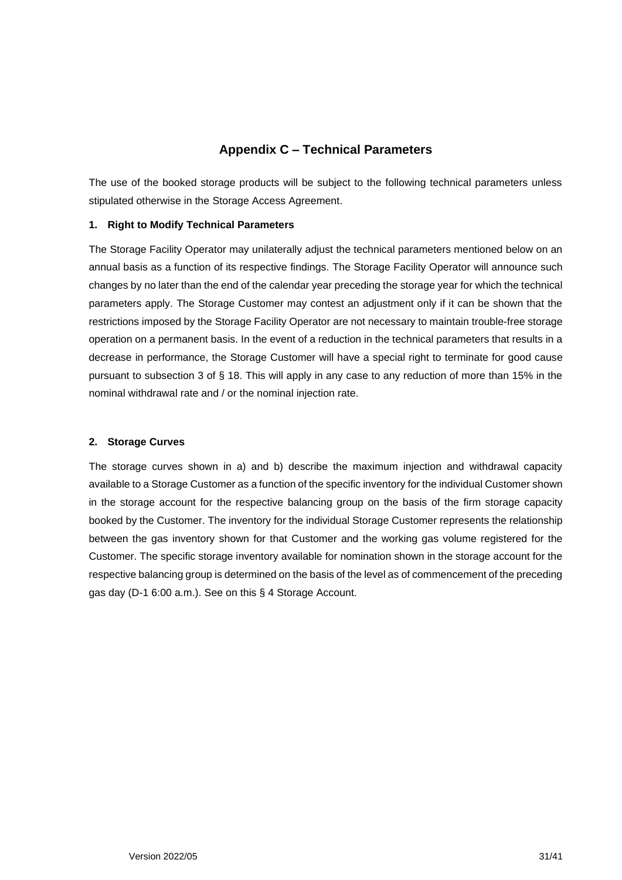## Appendix C – Technical Parameters

The use of the booked storage products will be subject to the following technical parameters unless stipulated otherwise in the Storage Access Agreement.

### 1. Right to Modify Technical Parameters

The Storage Facility Operator may unilaterally adjust the technical parameters mentioned below on an annual basis as a function of its respective findings. The Storage Facility Operator will announce such changes by no later than the end of the calendar year preceding the storage year for which the technical parameters apply. The Storage Customer may contest an adjustment only if it can be shown that the restrictions imposed by the Storage Facility Operator are not necessary to maintain trouble-free storage operation on a permanent basis. In the event of a reduction in the technical parameters that results in a decrease in performance, the Storage Customer will have a special right to terminate for good cause pursuant to subsection 3 of § 18. This will apply in any case to any reduction of more than 15% in the nominal withdrawal rate and / or the nominal injection rate.

### 2. Storage Curves

The storage curves shown in a) and b) describe the maximum injection and withdrawal capacity available to a Storage Customer as a function of the specific inventory for the individual Customer shown in the storage account for the respective balancing group on the basis of the firm storage capacity booked by the Customer. The inventory for the individual Storage Customer represents the relationship between the gas inventory shown for that Customer and the working gas volume registered for the Customer. The specific storage inventory available for nomination shown in the storage account for the respective balancing group is determined on the basis of the level as of commencement of the preceding gas day (D-1 6:00 a.m.). See on this § 4 Storage Account.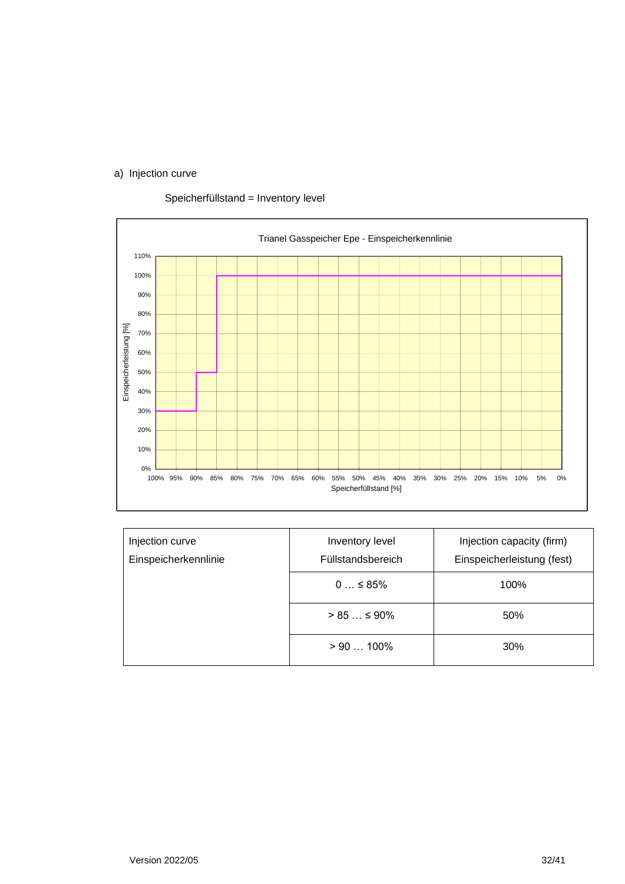a) Injection curve

Speicherfüllstand = Inventory level

Trianel Gasspeicher Epe - Einspeicherkennlinie

| Injection curve<br>Einspeicherkennlinie | Inventory level<br>Füllstandsbereich | Injection capacity (firm)<br>Einspeicherleistung (fest) |
|---|---|---|
| | 0 … ≤ 85% | 100% |
| | > 85 … ≤ 90% | 50% |
| | > 90 … 100% | 30% |

Version 2022/05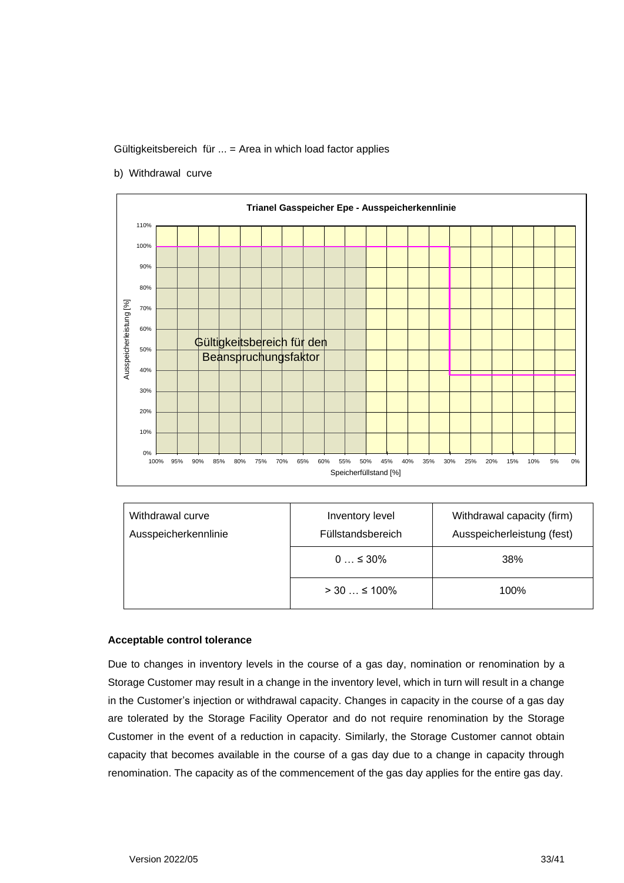Gültigkeitsbereich für ... = Area in which load factor applies

b) Withdrawal curve

| Withdrawal curve<br>Ausspeicherkennlinie | Inventory level<br>Füllstandsbereich | Withdrawal capacity (firm)<br>Ausspeicherleistung (fest) |
|---|---|---|
| | 0 … ≤ 30% | 38% |
| | > 30 … ≤ 100% | 100% |

**Acceptable control tolerance**

Due to changes in inventory levels in the course of a gas day, nomination or renomination by a Storage Customer may result in a change in the inventory level, which in turn will result in a change in the Customer's injection or withdrawal capacity. Changes in capacity in the course of a gas day are tolerated by the Storage Facility Operator and do not require renomination by the Storage Customer in the event of a reduction in capacity. Similarly, the Storage Customer cannot obtain capacity that becomes available in the course of a gas day due to a change in capacity through renomination. The capacity as of the commencement of the gas day applies for the entire gas day.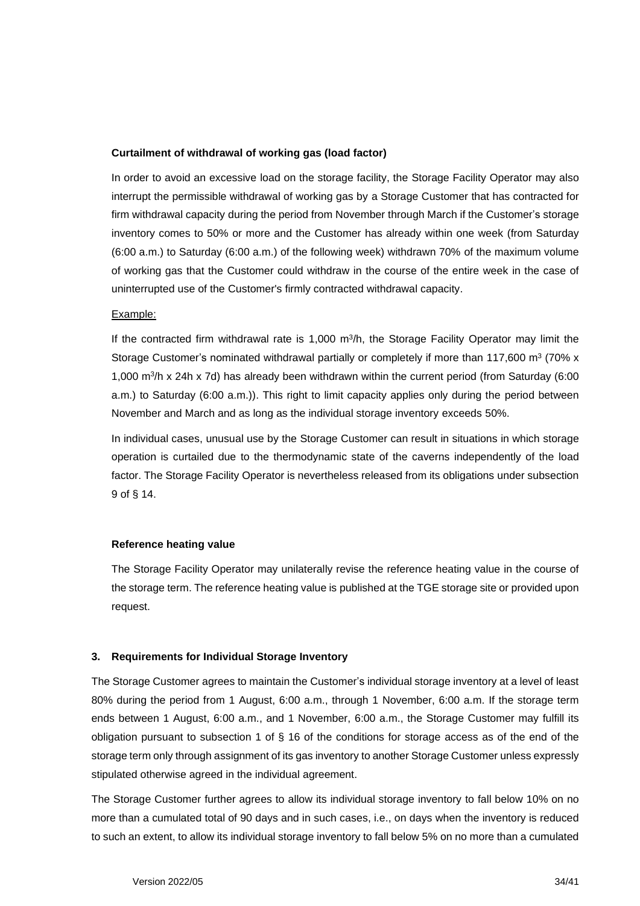**Curtailment of withdrawal of working gas (load factor)**

In order to avoid an excessive load on the storage facility, the Storage Facility Operator may also interrupt the permissible withdrawal of working gas by a Storage Customer that has contracted for firm withdrawal capacity during the period from November through March if the Customer's storage inventory comes to 50% or more and the Customer has already within one week (from Saturday (6:00 a.m.) to Saturday (6:00 a.m.) of the following week) withdrawn 70% of the maximum volume of working gas that the Customer could withdraw in the course of the entire week in the case of uninterrupted use of the Customer's firmly contracted withdrawal capacity.

Example:

If the contracted firm withdrawal rate is 1,000 $m^3/h$, the Storage Facility Operator may limit the Storage Customer's nominated withdrawal partially or completely if more than 117,600 $m^3$ (70% x 1,000 $m^3/h$ x 24h x 7d) has already been withdrawn within the current period (from Saturday (6:00 a.m.) to Saturday (6:00 a.m.)). This right to limit capacity applies only during the period between November and March and as long as the individual storage inventory exceeds 50%.

In individual cases, unusual use by the Storage Customer can result in situations in which storage operation is curtailed due to the thermodynamic state of the caverns independently of the load factor. The Storage Facility Operator is nevertheless released from its obligations under subsection 9 of § 14.

**Reference heating value**

The Storage Facility Operator may unilaterally revise the reference heating value in the course of the storage term. The reference heating value is published at the TGE storage site or provided upon request.

## 3. Requirements for Individual Storage Inventory

The Storage Customer agrees to maintain the Customer's individual storage inventory at a level of least 80% during the period from 1 August, 6:00 a.m., through 1 November, 6:00 a.m. If the storage term ends between 1 August, 6:00 a.m., and 1 November, 6:00 a.m., the Storage Customer may fulfill its obligation pursuant to subsection 1 of § 16 of the conditions for storage access as of the end of the storage term only through assignment of its gas inventory to another Storage Customer unless expressly stipulated otherwise agreed in the individual agreement.

The Storage Customer further agrees to allow its individual storage inventory to fall below 10% on no more than a cumulated total of 90 days and in such cases, i.e., on days when the inventory is reduced to such an extent, to allow its individual storage inventory to fall below 5% on no more than a cumulated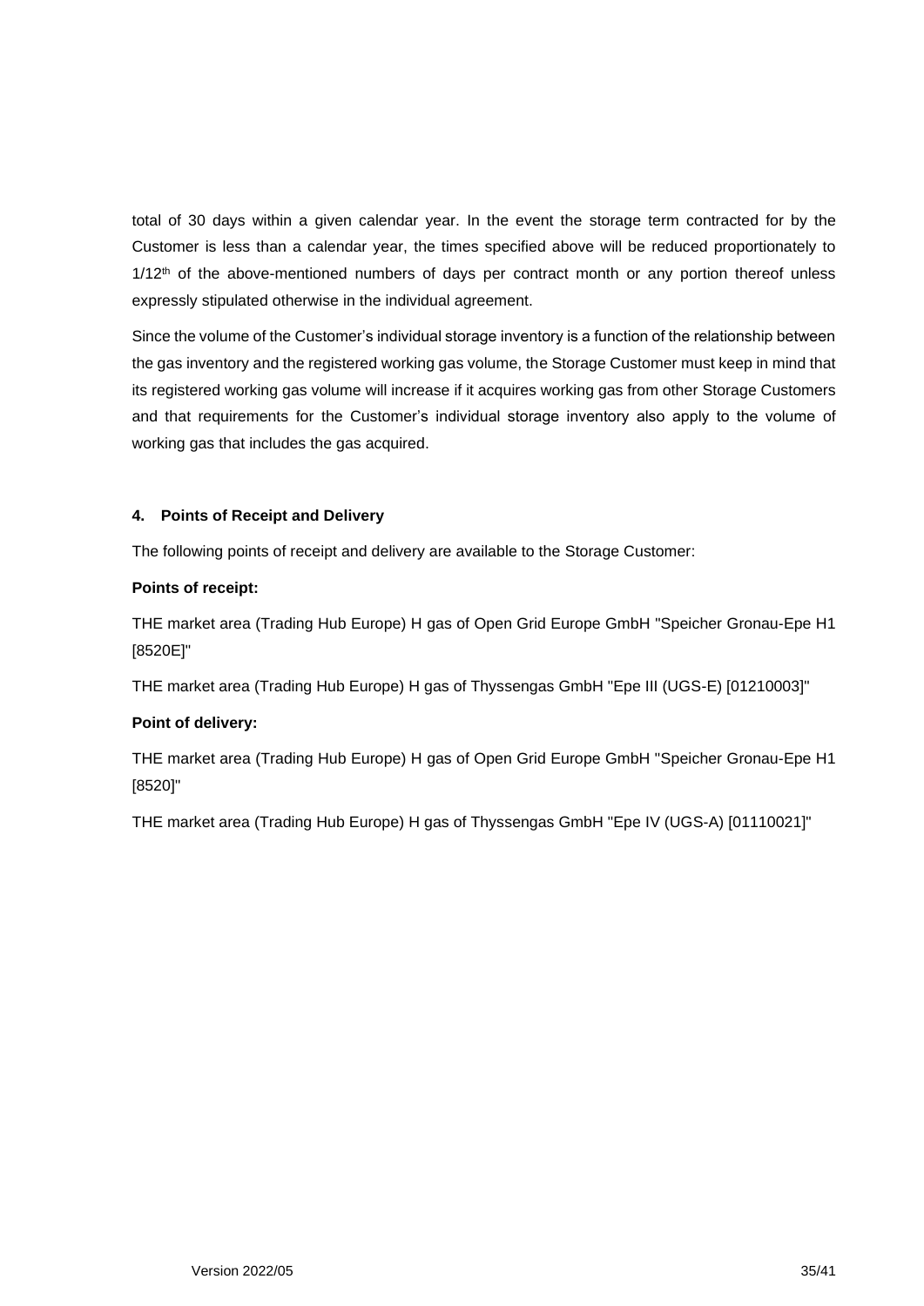total of 30 days within a given calendar year. In the event the storage term contracted for by the Customer is less than a calendar year, the times specified above will be reduced proportionately to 1/12th of the above-mentioned numbers of days per contract month or any portion thereof unless expressly stipulated otherwise in the individual agreement.

Since the volume of the Customer's individual storage inventory is a function of the relationship between the gas inventory and the registered working gas volume, the Storage Customer must keep in mind that its registered working gas volume will increase if it acquires working gas from other Storage Customers and that requirements for the Customer's individual storage inventory also apply to the volume of working gas that includes the gas acquired.

#### 4. Points of Receipt and Delivery

The following points of receipt and delivery are available to the Storage Customer:

**Points of receipt:**

THE market area (Trading Hub Europe) H gas of Open Grid Europe GmbH "Speicher Gronau-Epe H1 [8520E]"

THE market area (Trading Hub Europe) H gas of Thyssengas GmbH "Epe III (UGS-E) [01210003]"

**Point of delivery:**

THE market area (Trading Hub Europe) H gas of Open Grid Europe GmbH "Speicher Gronau-Epe H1 [8520]"

THE market area (Trading Hub Europe) H gas of Thyssengas GmbH "Epe IV (UGS-A) [01110021]"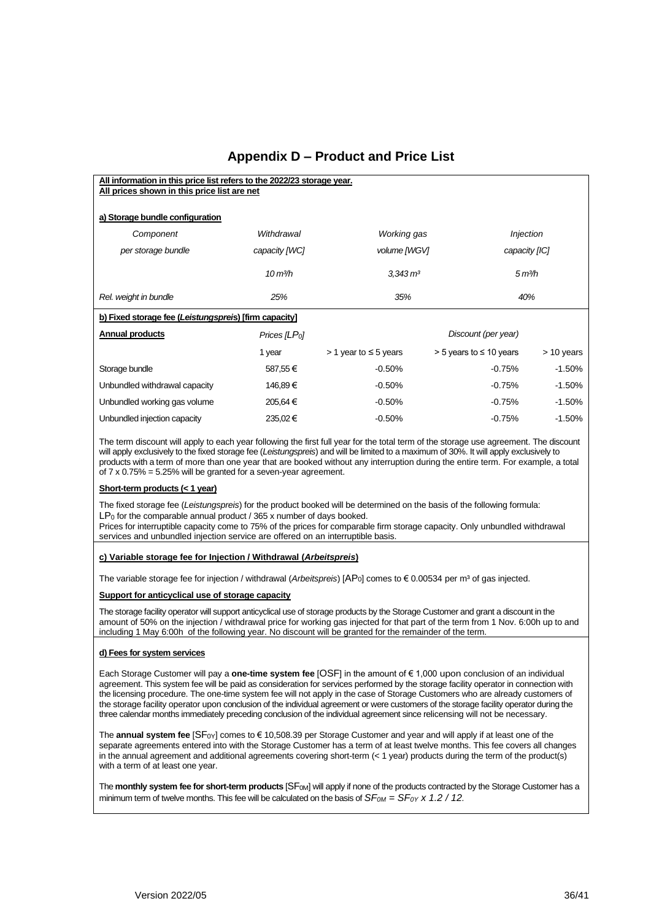# Appendix D – Product and Price List

**All information in this price list refers to the 2022/23 storage year.**
**All prices shown in this price list are net**

**a) Storage bundle configuration**

| *Component* | *Withdrawal* | *Working gas* | *Injection* |
|---|---|---|---|
| *per storage bundle* | *capacity [WC]* | *volume [WGV]* | *capacity [IC]* |
| | *10 m³/h* | *3,343 m³* | *5 m³/h* |
| *Rel. weight in bundle* | *25%* | *35%* | *40%* |

**b) Fixed storage fee (*Leistungspreis*) [firm capacity]**

| **Annual products** | *Prices [$LP_0$]* | *Discount (per year)* | | |
|---|---|---|---|---|
| | 1 year | > 1 year to ≤ 5 years | > 5 years to ≤ 10 years | > 10 years |
| Storage bundle | 587,55 € | -0.50% | -0.75% | -1.50% |
| Unbundled withdrawal capacity | 146,89 € | -0.50% | -0.75% | -1.50% |
| Unbundled working gas volume | 205,64 € | -0.50% | -0.75% | -1.50% |
| Unbundled injection capacity | 235,02 € | -0.50% | -0.75% | -1.50% |

The term discount will apply to each year following the first full year for the total term of the storage use agreement. The discount will apply exclusively to the fixed storage fee (*Leistungspreis*) and will be limited to a maximum of 30%. It will apply exclusively to products with a term of more than one year that are booked without any interruption during the entire term. For example, a total of 7 x 0.75% = 5.25% will be granted for a seven-year agreement.

**Short-term products (< 1 year)**

The fixed storage fee (*Leistungspreis*) for the product booked will be determined on the basis of the following formula:
$LP_0$ for the comparable annual product / 365 x number of days booked.
Prices for interruptible capacity come to 75% of the prices for comparable firm storage capacity. Only unbundled withdrawal services and unbundled injection service are offered on an interruptible basis.

**c) Variable storage fee for Injection / Withdrawal (*Arbeitspreis*)**

The variable storage fee for injection / withdrawal (*Arbeitspreis*) [$AP_0$] comes to € 0.00534 per m³ of gas injected.

**Support for anticyclical use of storage capacity**

The storage facility operator will support anticyclical use of storage products by the Storage Customer and grant a discount in the amount of 50% on the injection / withdrawal price for working gas injected for that part of the term from 1 Nov. 6:00h up to and including 1 May 6:00h of the following year. No discount will be granted for the remainder of the term.

**d) Fees for system services**

Each Storage Customer will pay a **one-time system fee** [OSF] in the amount of € 1,000 upon conclusion of an individual agreement. This system fee will be paid as consideration for services performed by the storage facility operator in connection with the licensing procedure. The one-time system fee will not apply in the case of Storage Customers who are already customers of the storage facility operator upon conclusion of the individual agreement or were customers of the storage facility operator during the three calendar months immediately preceding conclusion of the individual agreement since relicensing will not be necessary.

The **annual system fee** [$SF_{0Y}$] comes to € 10,508.39 per Storage Customer and year and will apply if at least one of the separate agreements entered into with the Storage Customer has a term of at least twelve months. This fee covers all changes in the annual agreement and additional agreements covering short-term (< 1 year) products during the term of the product(s) with a term of at least one year.

The **monthly system fee for short-term products** [$SF_{0M}$] will apply if none of the products contracted by the Storage Customer has a minimum term of twelve months. This fee will be calculated on the basis of $SF_{0M} = SF_{0Y} \times 1.2 / 12$.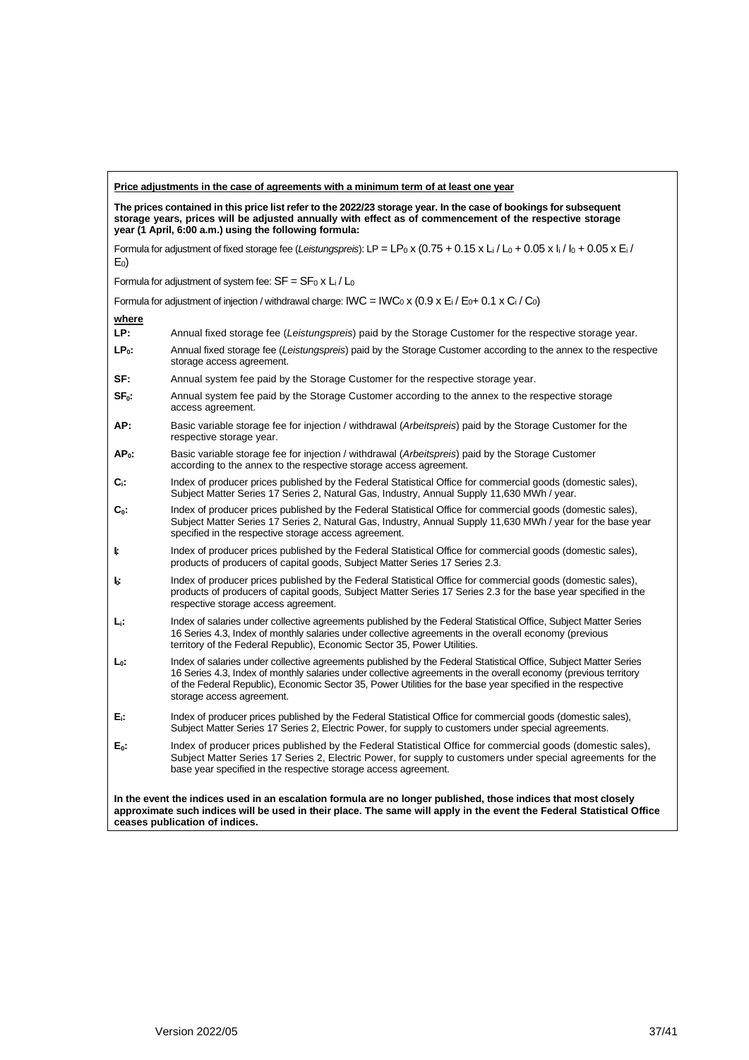**Price adjustments in the case of agreements with a minimum term of at least one year**

**The prices contained in this price list refer to the 2022/23 storage year. In the case of bookings for subsequent storage years, prices will be adjusted annually with effect as of commencement of the respective storage year (1 April, 6:00 a.m.) using the following formula:**

Formula for adjustment of fixed storage fee (*Leistungspreis*): $LP = LP_0 \times (0.75 + 0.15 \times L_i / L_0 + 0.05 \times I_i / I_0 + 0.05 \times E_i / E_0)$

Formula for adjustment of system fee: $SF = SF_0 \times L_i / L_0$

Formula for adjustment of injection / withdrawal charge: $IWC = IWC_0 \times (0.9 \times E_i / E_0 + 0.1 \times C_i / C_0)$

**where**

**$LP$:** Annual fixed storage fee (*Leistungspreis*) paid by the Storage Customer for the respective storage year.

**$LP_0$:** Annual fixed storage fee (*Leistungspreis*) paid by the Storage Customer according to the annex to the respective storage access agreement.

**$SF$:** Annual system fee paid by the Storage Customer for the respective storage year.

**$SF_0$:** Annual system fee paid by the Storage Customer according to the annex to the respective storage access agreement.

**$AP$:** Basic variable storage fee for injection / withdrawal (*Arbeitspreis*) paid by the Storage Customer for the respective storage year.

**$AP_0$:** Basic variable storage fee for injection / withdrawal (*Arbeitspreis*) paid by the Storage Customer according to the annex to the respective storage access agreement.

**$C_i$:** Index of producer prices published by the Federal Statistical Office for commercial goods (domestic sales), Subject Matter Series 17 Series 2, Natural Gas, Industry, Annual Supply 11,630 MWh / year.

**$C_0$:** Index of producer prices published by the Federal Statistical Office for commercial goods (domestic sales), Subject Matter Series 17 Series 2, Natural Gas, Industry, Annual Supply 11,630 MWh / year for the base year specified in the respective storage access agreement.

**$I_i$:** Index of producer prices published by the Federal Statistical Office for commercial goods (domestic sales), products of producers of capital goods, Subject Matter Series 17 Series 2.3.

**$I_0$:** Index of producer prices published by the Federal Statistical Office for commercial goods (domestic sales), products of producers of capital goods, Subject Matter Series 17 Series 2.3 for the base year specified in the respective storage access agreement.

**$L_i$:** Index of salaries under collective agreements published by the Federal Statistical Office, Subject Matter Series 16 Series 4.3, Index of monthly salaries under collective agreements in the overall economy (previous territory of the Federal Republic), Economic Sector 35, Power Utilities.

**$L_0$:** Index of salaries under collective agreements published by the Federal Statistical Office, Subject Matter Series 16 Series 4.3, Index of monthly salaries under collective agreements in the overall economy (previous territory of the Federal Republic), Economic Sector 35, Power Utilities for the base year specified in the respective storage access agreement.

**$E_i$:** Index of producer prices published by the Federal Statistical Office for commercial goods (domestic sales), Subject Matter Series 17 Series 2, Electric Power, for supply to customers under special agreements.

**$E_0$:** Index of producer prices published by the Federal Statistical Office for commercial goods (domestic sales), Subject Matter Series 17 Series 2, Electric Power, for supply to customers under special agreements for the base year specified in the respective storage access agreement.

**In the event the indices used in an escalation formula are no longer published, those indices that most closely approximate such indices will be used in their place. The same will apply in the event the Federal Statistical Office ceases publication of indices.**

Version 2022/05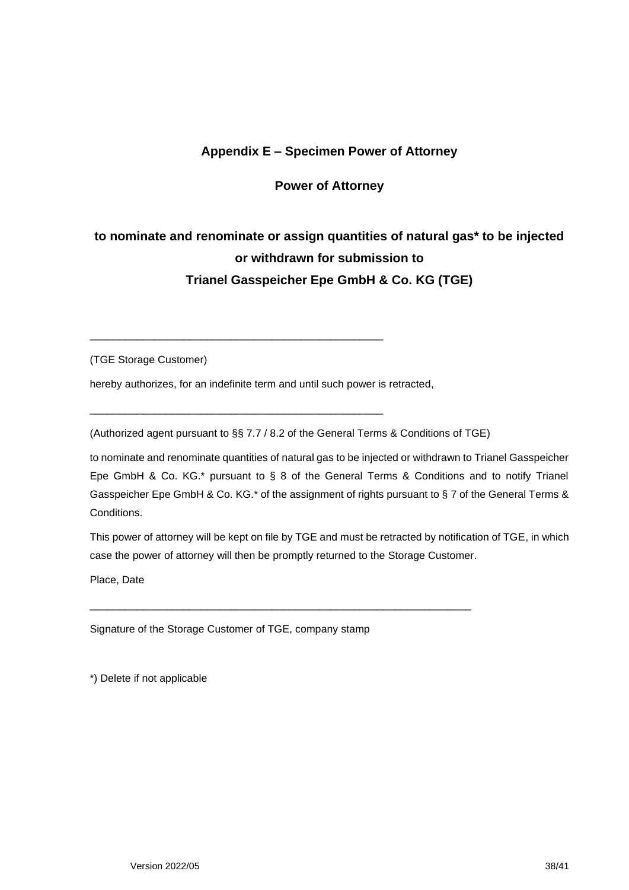## Appendix E – Specimen Power of Attorney

**Power of Attorney**

**to nominate and renominate or assign quantities of natural gas* to be injected or withdrawn for submission to Trianel Gasspeicher Epe GmbH & Co. KG (TGE)**

\_\_\_\_\_\_\_\_\_\_\_\_\_\_\_\_\_\_\_\_\_\_\_\_\_\_\_\_\_\_\_\_\_\_\_\_\_\_\_\_\_\_\_\_\_\_\_\_

(TGE Storage Customer)

hereby authorizes, for an indefinite term and until such power is retracted,

\_\_\_\_\_\_\_\_\_\_\_\_\_\_\_\_\_\_\_\_\_\_\_\_\_\_\_\_\_\_\_\_\_\_\_\_\_\_\_\_\_\_\_\_\_\_\_\_

(Authorized agent pursuant to §§ 7.7 / 8.2 of the General Terms & Conditions of TGE)

to nominate and renominate quantities of natural gas to be injected or withdrawn to Trianel Gasspeicher Epe GmbH & Co. KG.* pursuant to § 8 of the General Terms & Conditions and to notify Trianel Gasspeicher Epe GmbH & Co. KG.* of the assignment of rights pursuant to § 7 of the General Terms & Conditions.

This power of attorney will be kept on file by TGE and must be retracted by notification of TGE, in which case the power of attorney will then be promptly returned to the Storage Customer.

Place, Date

\_\_\_\_\_\_\_\_\_\_\_\_\_\_\_\_\_\_\_\_\_\_\_\_\_\_\_\_\_\_\_\_\_\_\_\_\_\_\_\_\_\_\_\_\_\_\_\_\_\_\_\_\_\_\_\_\_\_\_\_\_\_\_

Signature of the Storage Customer of TGE, company stamp

*) Delete if not applicable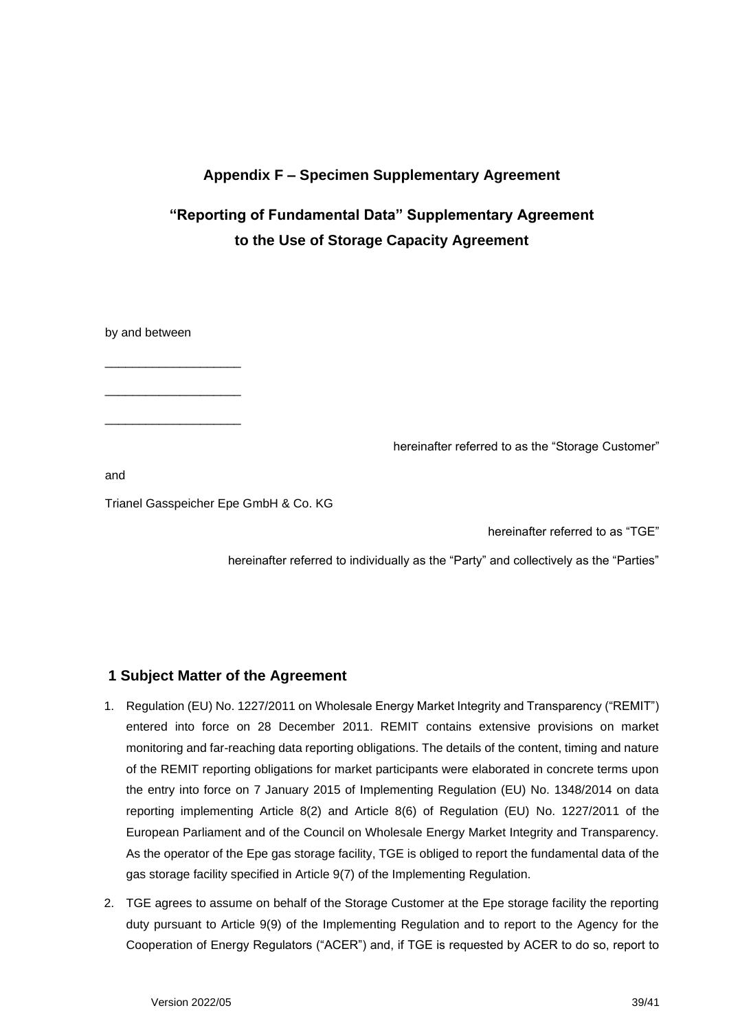## Appendix F – Specimen Supplementary Agreement

## "Reporting of Fundamental Data" Supplementary Agreement to the Use of Storage Capacity Agreement

by and between

\_\_\_\_\_\_\_\_\_\_\_\_\_\_\_\_\_\_\_\_

\_\_\_\_\_\_\_\_\_\_\_\_\_\_\_\_\_\_\_\_

\_\_\_\_\_\_\_\_\_\_\_\_\_\_\_\_\_\_\_\_

hereinafter referred to as the "Storage Customer"

and

Trianel Gasspeicher Epe GmbH & Co. KG

hereinafter referred to as "TGE"

hereinafter referred to individually as the "Party" and collectively as the "Parties"

### 1 Subject Matter of the Agreement

1. Regulation (EU) No. 1227/2011 on Wholesale Energy Market Integrity and Transparency ("REMIT") entered into force on 28 December 2011. REMIT contains extensive provisions on market monitoring and far-reaching data reporting obligations. The details of the content, timing and nature of the REMIT reporting obligations for market participants were elaborated in concrete terms upon the entry into force on 7 January 2015 of Implementing Regulation (EU) No. 1348/2014 on data reporting implementing Article 8(2) and Article 8(6) of Regulation (EU) No. 1227/2011 of the European Parliament and of the Council on Wholesale Energy Market Integrity and Transparency. As the operator of the Epe gas storage facility, TGE is obliged to report the fundamental data of the gas storage facility specified in Article 9(7) of the Implementing Regulation.
2. TGE agrees to assume on behalf of the Storage Customer at the Epe storage facility the reporting duty pursuant to Article 9(9) of the Implementing Regulation and to report to the Agency for the Cooperation of Energy Regulators ("ACER") and, if TGE is requested by ACER to do so, report to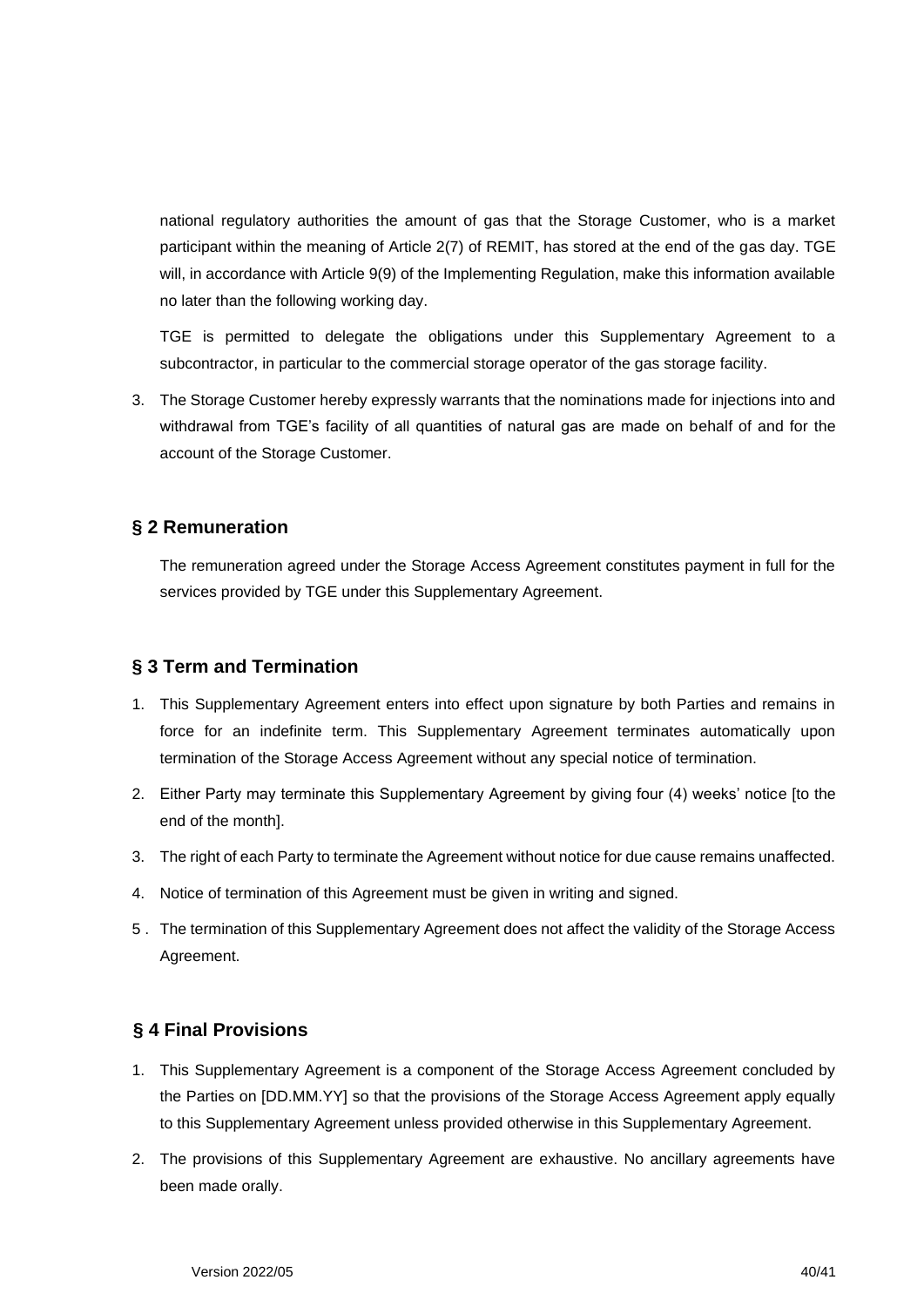national regulatory authorities the amount of gas that the Storage Customer, who is a market participant within the meaning of Article 2(7) of REMIT, has stored at the end of the gas day. TGE will, in accordance with Article 9(9) of the Implementing Regulation, make this information available no later than the following working day.

TGE is permitted to delegate the obligations under this Supplementary Agreement to a subcontractor, in particular to the commercial storage operator of the gas storage facility.

3. The Storage Customer hereby expressly warrants that the nominations made for injections into and withdrawal from TGE's facility of all quantities of natural gas are made on behalf of and for the account of the Storage Customer.

## § 2 Remuneration

The remuneration agreed under the Storage Access Agreement constitutes payment in full for the services provided by TGE under this Supplementary Agreement.

## § 3 Term and Termination

1. This Supplementary Agreement enters into effect upon signature by both Parties and remains in force for an indefinite term. This Supplementary Agreement terminates automatically upon termination of the Storage Access Agreement without any special notice of termination.
2. Either Party may terminate this Supplementary Agreement by giving four (4) weeks' notice [to the end of the month].
3. The right of each Party to terminate the Agreement without notice for due cause remains unaffected.
4. Notice of termination of this Agreement must be given in writing and signed.
5. The termination of this Supplementary Agreement does not affect the validity of the Storage Access Agreement.

## § 4 Final Provisions

1. This Supplementary Agreement is a component of the Storage Access Agreement concluded by the Parties on [DD.MM.YY] so that the provisions of the Storage Access Agreement apply equally to this Supplementary Agreement unless provided otherwise in this Supplementary Agreement.
2. The provisions of this Supplementary Agreement are exhaustive. No ancillary agreements have been made orally.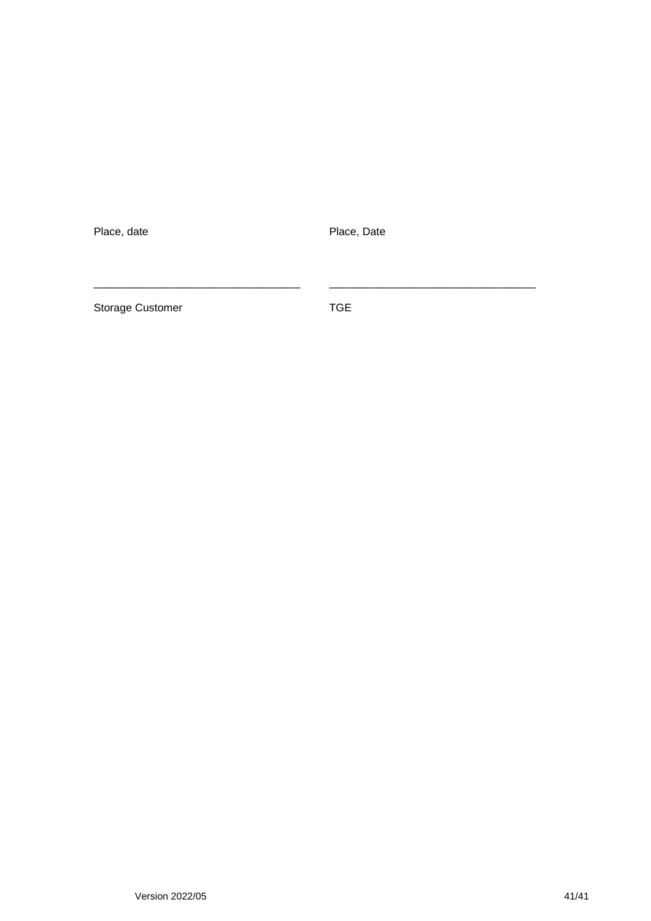| | |
| --- | --- |
| Place, date | Place, Date |
| ______________________________ | ______________________________ |
| Storage Customer | TGE |

Version 2022/05